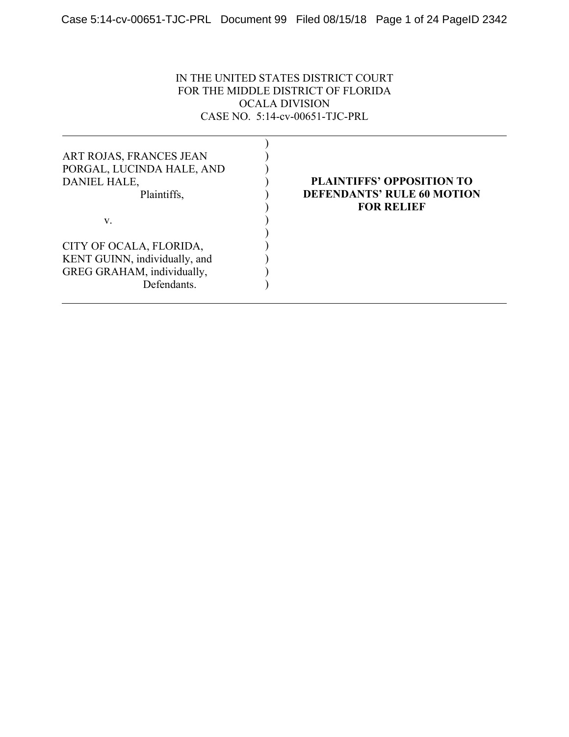IN THE UNITED STATES DISTRICT COURT
FOR THE MIDDLE DISTRICT OF FLORIDA
OCALA DIVISION
CASE NO. 5:14-cv-00651-TJC-PRL

---

ART ROJAS, FRANCES JEAN PORGAL, LUCINDA HALE, AND DANIEL HALE,
Plaintiffs,

v.

CITY OF OCALA, FLORIDA, KENT GUINN, individually, and GREG GRAHAM, individually,
Defendants.

**PLAINTIFFS' OPPOSITION TO DEFENDANTS' RULE 60 MOTION FOR RELIEF**

---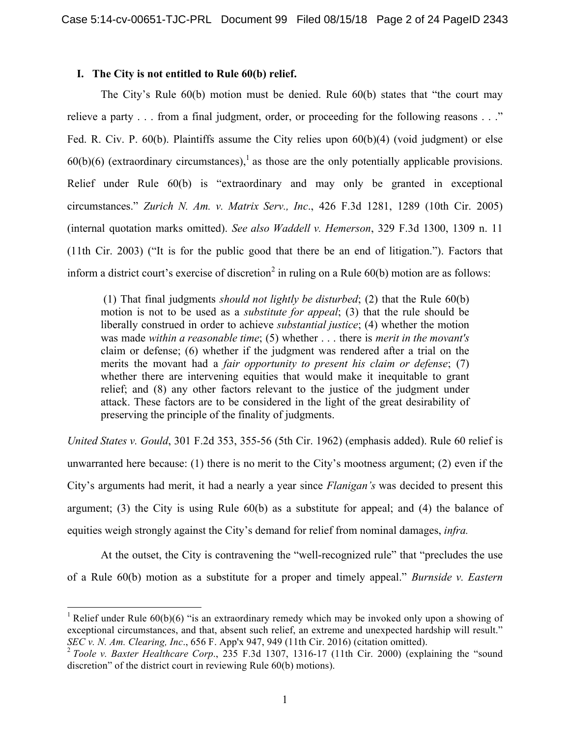## I. The City is not entitled to Rule 60(b) relief.

The City's Rule 60(b) motion must be denied. Rule 60(b) states that "the court may relieve a party . . . from a final judgment, order, or proceeding for the following reasons . . ." Fed. R. Civ. P. 60(b). Plaintiffs assume the City relies upon 60(b)(4) (void judgment) or else 60(b)(6) (extraordinary circumstances),[1] as those are the only potentially applicable provisions. Relief under Rule 60(b) is "extraordinary and may only be granted in exceptional circumstances." *Zurich N. Am. v. Matrix Serv., Inc*., 426 F.3d 1281, 1289 (10th Cir. 2005) (internal quotation marks omitted). *See also Waddell v. Hemerson*, 329 F.3d 1300, 1309 n. 11 (11th Cir. 2003) ("It is for the public good that there be an end of litigation."). Factors that inform a district court's exercise of discretion[2] in ruling on a Rule 60(b) motion are as follows:

> (1) That final judgments *should not lightly be disturbed*; (2) that the Rule 60(b) motion is not to be used as a *substitute for appeal*; (3) that the rule should be liberally construed in order to achieve *substantial justice*; (4) whether the motion was made *within a reasonable time*; (5) whether . . . there is *merit in the movant's* claim or defense; (6) whether if the judgment was rendered after a trial on the merits the movant had a *fair opportunity to present his claim or defense*; (7) whether there are intervening equities that would make it inequitable to grant relief; and (8) any other factors relevant to the justice of the judgment under attack. These factors are to be considered in the light of the great desirability of preserving the principle of the finality of judgments.

*United States v. Gould*, 301 F.2d 353, 355-56 (5th Cir. 1962) (emphasis added). Rule 60 relief is unwarranted here because: (1) there is no merit to the City's mootness argument; (2) even if the City's arguments had merit, it had a nearly a year since *Flanigan's* was decided to present this argument; (3) the City is using Rule 60(b) as a substitute for appeal; and (4) the balance of equities weigh strongly against the City's demand for relief from nominal damages, *infra.*

At the outset, the City is contravening the "well-recognized rule" that "precludes the use of a Rule 60(b) motion as a substitute for a proper and timely appeal." *Burnside v. Eastern*

---

[1] Relief under Rule 60(b)(6) "is an extraordinary remedy which may be invoked only upon a showing of exceptional circumstances, and that, absent such relief, an extreme and unexpected hardship will result." *SEC v. N. Am. Clearing, Inc*., 656 F. App'x 947, 949 (11th Cir. 2016) (citation omitted).

[2] *Toole v. Baxter Healthcare Corp*., 235 F.3d 1307, 1316-17 (11th Cir. 2000) (explaining the "sound discretion" of the district court in reviewing Rule 60(b) motions).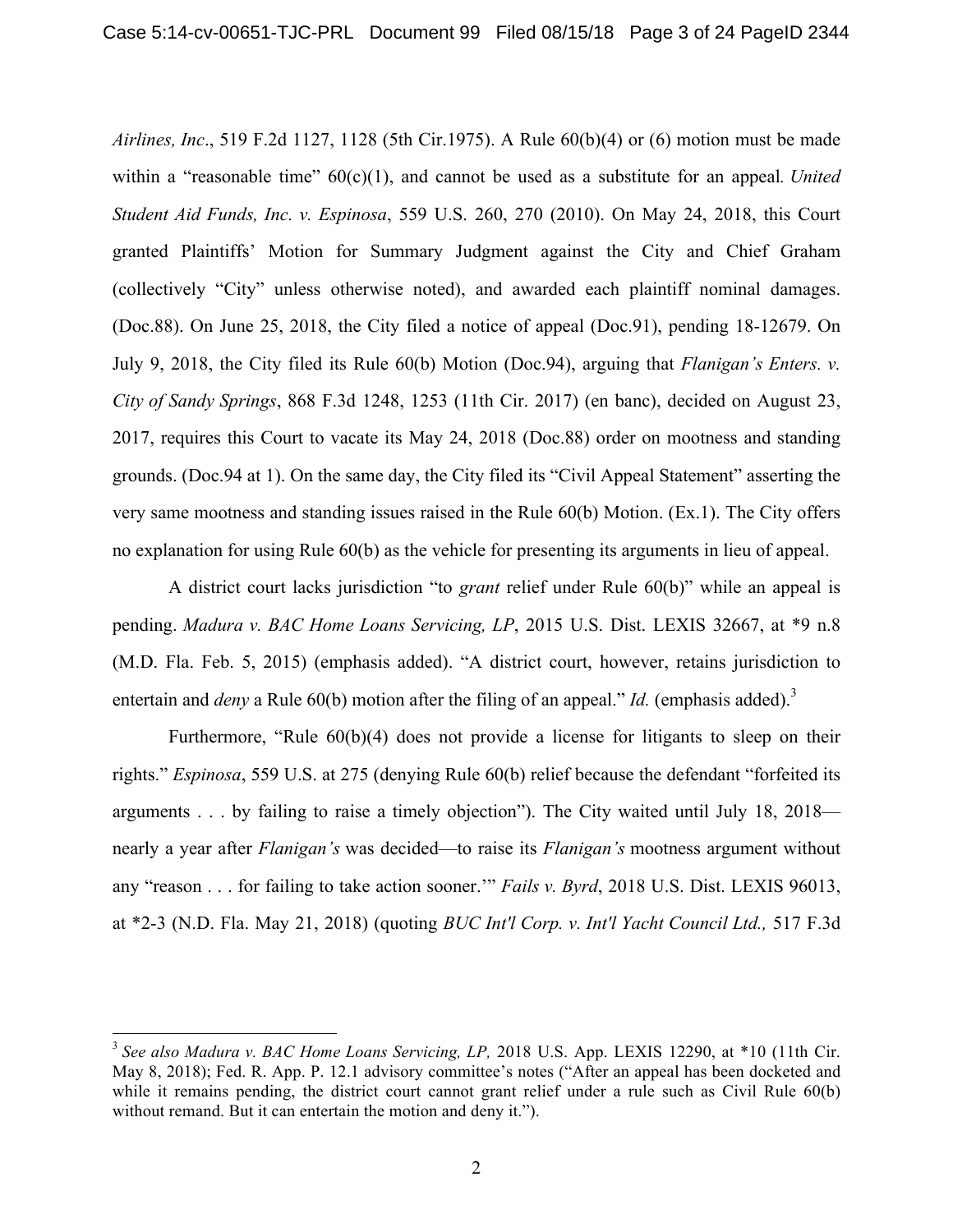*Airlines, Inc*., 519 F.2d 1127, 1128 (5th Cir.1975). A Rule 60(b)(4) or (6) motion must be made within a "reasonable time" 60(c)(1), and cannot be used as a substitute for an appeal. *United Student Aid Funds, Inc. v. Espinosa*, 559 U.S. 260, 270 (2010). On May 24, 2018, this Court granted Plaintiffs' Motion for Summary Judgment against the City and Chief Graham (collectively "City" unless otherwise noted), and awarded each plaintiff nominal damages. (Doc.88). On June 25, 2018, the City filed a notice of appeal (Doc.91), pending 18-12679. On July 9, 2018, the City filed its Rule 60(b) Motion (Doc.94), arguing that *Flanigan's Enters. v. City of Sandy Springs*, 868 F.3d 1248, 1253 (11th Cir. 2017) (en banc), decided on August 23, 2017, requires this Court to vacate its May 24, 2018 (Doc.88) order on mootness and standing grounds. (Doc.94 at 1). On the same day, the City filed its "Civil Appeal Statement" asserting the very same mootness and standing issues raised in the Rule 60(b) Motion. (Ex.1). The City offers no explanation for using Rule 60(b) as the vehicle for presenting its arguments in lieu of appeal.

A district court lacks jurisdiction "to *grant* relief under Rule 60(b)" while an appeal is pending. *Madura v. BAC Home Loans Servicing, LP*, 2015 U.S. Dist. LEXIS 32667, at *9 n.8 (M.D. Fla. Feb. 5, 2015) (emphasis added). "A district court, however, retains jurisdiction to entertain and *deny* a Rule 60(b) motion after the filing of an appeal." *Id.* (emphasis added).[3]

Furthermore, "Rule 60(b)(4) does not provide a license for litigants to sleep on their rights." *Espinosa*, 559 U.S. at 275 (denying Rule 60(b) relief because the defendant "forfeited its arguments . . . by failing to raise a timely objection"). The City waited until July 18, 2018—nearly a year after *Flanigan's* was decided—to raise its *Flanigan's* mootness argument without any "reason . . . for failing to take action sooner.'" *Fails v. Byrd*, 2018 U.S. Dist. LEXIS 96013, at *2-3 (N.D. Fla. May 21, 2018) (quoting *BUC Int'l Corp. v. Int'l Yacht Council Ltd.,* 517 F.3d

---

[3] *See also Madura v. BAC Home Loans Servicing, LP,* 2018 U.S. App. LEXIS 12290, at *10 (11th Cir. May 8, 2018); Fed. R. App. P. 12.1 advisory committee's notes ("After an appeal has been docketed and while it remains pending, the district court cannot grant relief under a rule such as Civil Rule 60(b) without remand. But it can entertain the motion and deny it.").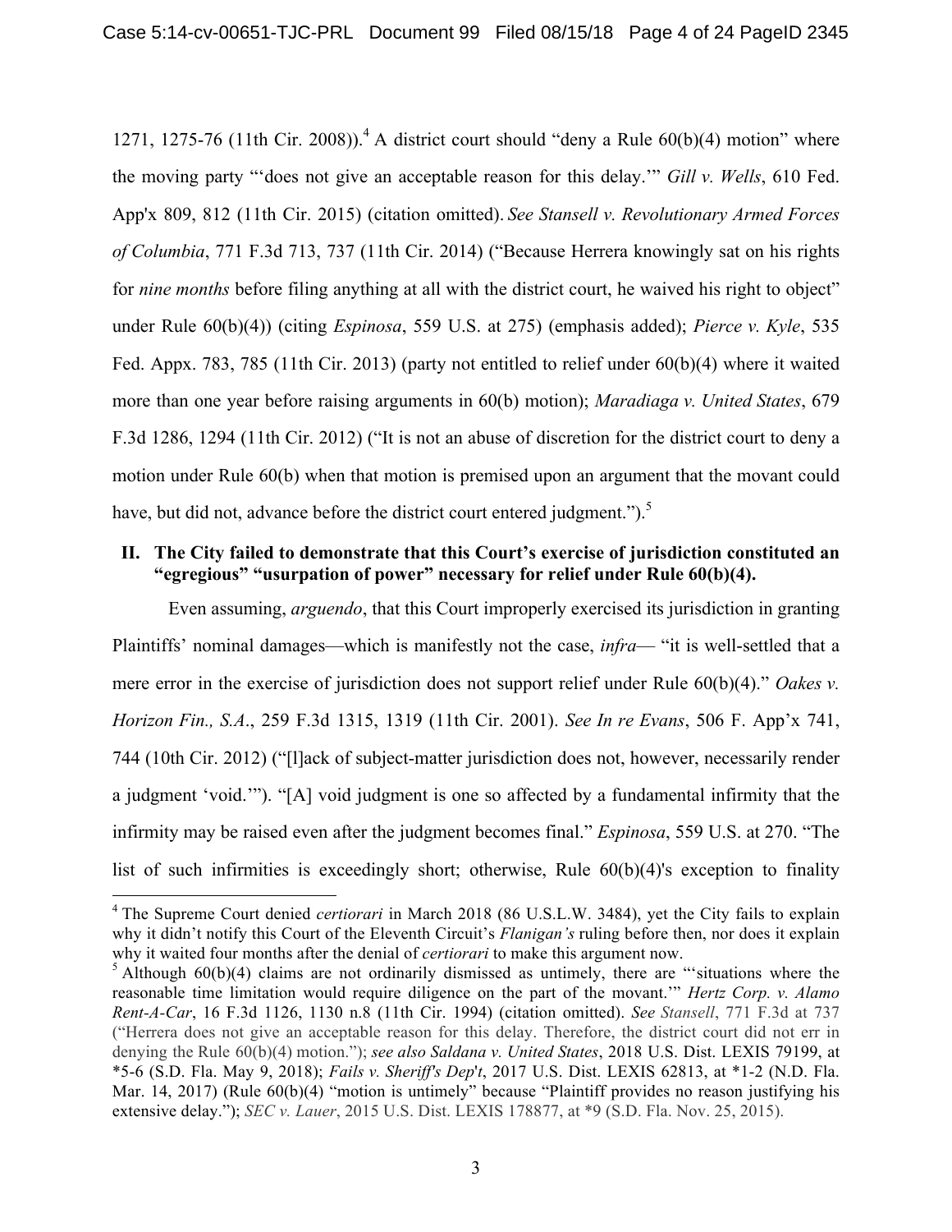1271, 1275-76 (11th Cir. 2008)).[4] A district court should "deny a Rule 60(b)(4) motion" where the moving party "'does not give an acceptable reason for this delay.'" *Gill v. Wells*, 610 Fed. App'x 809, 812 (11th Cir. 2015) (citation omitted). *See Stansell v. Revolutionary Armed Forces of Columbia*, 771 F.3d 713, 737 (11th Cir. 2014) ("Because Herrera knowingly sat on his rights for *nine months* before filing anything at all with the district court, he waived his right to object" under Rule 60(b)(4)) (citing *Espinosa*, 559 U.S. at 275) (emphasis added); *Pierce v. Kyle*, 535 Fed. Appx. 783, 785 (11th Cir. 2013) (party not entitled to relief under 60(b)(4) where it waited more than one year before raising arguments in 60(b) motion); *Maradiaga v. United States*, 679 F.3d 1286, 1294 (11th Cir. 2012) ("It is not an abuse of discretion for the district court to deny a motion under Rule 60(b) when that motion is premised upon an argument that the movant could have, but did not, advance before the district court entered judgment.").[5]

## II. The City failed to demonstrate that this Court's exercise of jurisdiction constituted an "egregious" "usurpation of power" necessary for relief under Rule 60(b)(4).

Even assuming, *arguendo*, that this Court improperly exercised its jurisdiction in granting Plaintiffs' nominal damages—which is manifestly not the case, *infra*— "it is well-settled that a mere error in the exercise of jurisdiction does not support relief under Rule 60(b)(4)." *Oakes v. Horizon Fin., S.A.*, 259 F.3d 1315, 1319 (11th Cir. 2001). *See In re Evans*, 506 F. App'x 741, 744 (10th Cir. 2012) ("[l]ack of subject-matter jurisdiction does not, however, necessarily render a judgment 'void.'"). "[A] void judgment is one so affected by a fundamental infirmity that the infirmity may be raised even after the judgment becomes final." *Espinosa*, 559 U.S. at 270. "The list of such infirmities is exceedingly short; otherwise, Rule 60(b)(4)'s exception to finality

---

[4] The Supreme Court denied *certiorari* in March 2018 (86 U.S.L.W. 3484), yet the City fails to explain why it didn't notify this Court of the Eleventh Circuit's *Flanigan's* ruling before then, nor does it explain why it waited four months after the denial of *certiorari* to make this argument now.

[5] Although 60(b)(4) claims are not ordinarily dismissed as untimely, there are "'situations where the reasonable time limitation would require diligence on the part of the movant.'" *Hertz Corp. v. Alamo Rent-A-Car*, 16 F.3d 1126, 1130 n.8 (11th Cir. 1994) (citation omitted). *See Stansell*, 771 F.3d at 737 ("Herrera does not give an acceptable reason for this delay. Therefore, the district court did not err in denying the Rule 60(b)(4) motion."); *see also Saldana v. United States*, 2018 U.S. Dist. LEXIS 79199, at \*5-6 (S.D. Fla. May 9, 2018); *Fails v. Sheriff's Dep't*, 2017 U.S. Dist. LEXIS 62813, at \*1-2 (N.D. Fla. Mar. 14, 2017) (Rule 60(b)(4) "motion is untimely" because "Plaintiff provides no reason justifying his extensive delay."); *SEC v. Lauer*, 2015 U.S. Dist. LEXIS 178877, at \*9 (S.D. Fla. Nov. 25, 2015).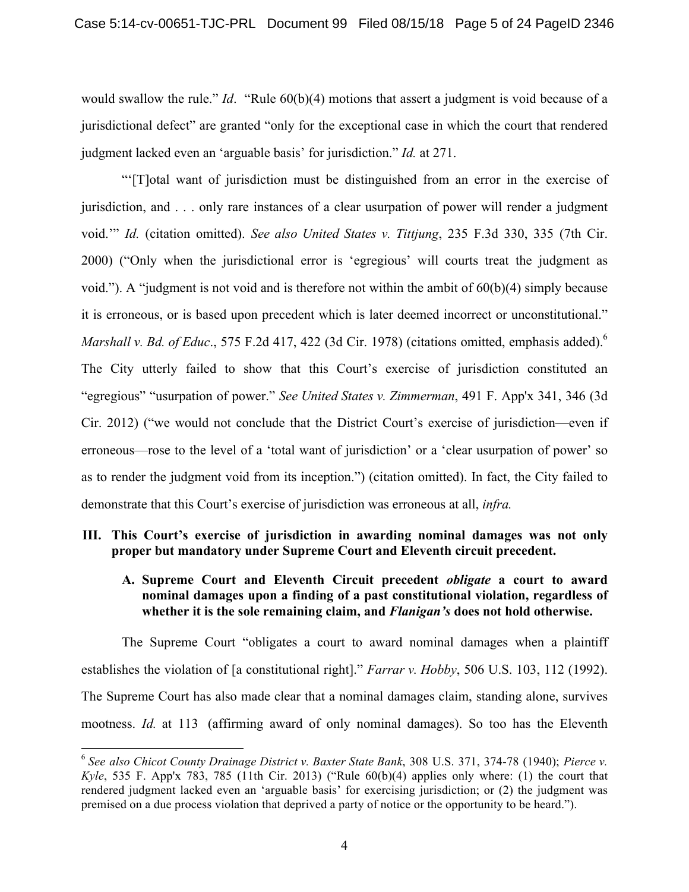would swallow the rule." *Id*. "Rule 60(b)(4) motions that assert a judgment is void because of a jurisdictional defect" are granted "only for the exceptional case in which the court that rendered judgment lacked even an 'arguable basis' for jurisdiction." *Id.* at 271.

"'[T]otal want of jurisdiction must be distinguished from an error in the exercise of jurisdiction, and . . . only rare instances of a clear usurpation of power will render a judgment void.'" *Id.* (citation omitted). *See also United States v. Tittjung*, 235 F.3d 330, 335 (7th Cir. 2000) ("Only when the jurisdictional error is 'egregious' will courts treat the judgment as void."). A "judgment is not void and is therefore not within the ambit of 60(b)(4) simply because it is erroneous, or is based upon precedent which is later deemed incorrect or unconstitutional." *Marshall v. Bd. of Educ*., 575 F.2d 417, 422 (3d Cir. 1978) (citations omitted, emphasis added).[6] The City utterly failed to show that this Court's exercise of jurisdiction constituted an "egregious" "usurpation of power." *See United States v. Zimmerman*, 491 F. App'x 341, 346 (3d Cir. 2012) ("we would not conclude that the District Court's exercise of jurisdiction—even if erroneous—rose to the level of a 'total want of jurisdiction' or a 'clear usurpation of power' so as to render the judgment void from its inception.") (citation omitted). In fact, the City failed to demonstrate that this Court's exercise of jurisdiction was erroneous at all, *infra.*

## III. This Court's exercise of jurisdiction in awarding nominal damages was not only proper but mandatory under Supreme Court and Eleventh circuit precedent.

### A. Supreme Court and Eleventh Circuit precedent *obligate* a court to award nominal damages upon a finding of a past constitutional violation, regardless of whether it is the sole remaining claim, and *Flanigan's* does not hold otherwise.

The Supreme Court "obligates a court to award nominal damages when a plaintiff establishes the violation of [a constitutional right]." *Farrar v. Hobby*, 506 U.S. 103, 112 (1992). The Supreme Court has also made clear that a nominal damages claim, standing alone, survives mootness. *Id.* at 113 (affirming award of only nominal damages). So too has the Eleventh

---

[6] *See also Chicot County Drainage District v. Baxter State Bank*, 308 U.S. 371, 374-78 (1940); *Pierce v. Kyle*, 535 F. App'x 783, 785 (11th Cir. 2013) ("Rule 60(b)(4) applies only where: (1) the court that rendered judgment lacked even an 'arguable basis' for exercising jurisdiction; or (2) the judgment was premised on a due process violation that deprived a party of notice or the opportunity to be heard.").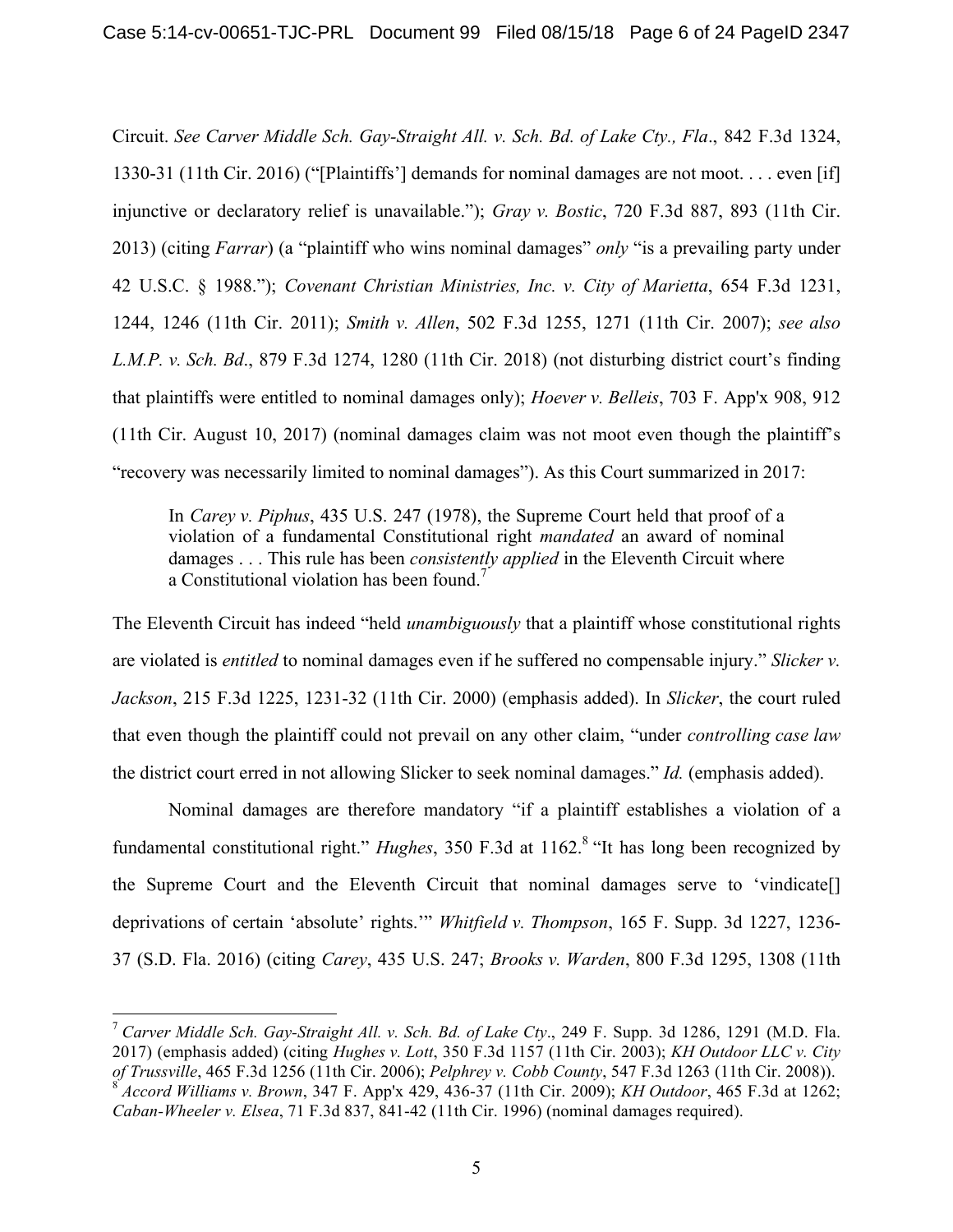Circuit. *See Carver Middle Sch. Gay-Straight All. v. Sch. Bd. of Lake Cty., Fla*., 842 F.3d 1324, 1330-31 (11th Cir. 2016) ("[Plaintiffs'] demands for nominal damages are not moot. . . . even [if] injunctive or declaratory relief is unavailable."); *Gray v. Bostic*, 720 F.3d 887, 893 (11th Cir. 2013) (citing *Farrar*) (a "plaintiff who wins nominal damages" *only* "is a prevailing party under 42 U.S.C. § 1988."); *Covenant Christian Ministries, Inc. v. City of Marietta*, 654 F.3d 1231, 1244, 1246 (11th Cir. 2011); *Smith v. Allen*, 502 F.3d 1255, 1271 (11th Cir. 2007); *see also L.M.P. v. Sch. Bd*., 879 F.3d 1274, 1280 (11th Cir. 2018) (not disturbing district court's finding that plaintiffs were entitled to nominal damages only); *Hoever v. Belleis*, 703 F. App'x 908, 912 (11th Cir. August 10, 2017) (nominal damages claim was not moot even though the plaintiff's "recovery was necessarily limited to nominal damages"). As this Court summarized in 2017:

> In *Carey v. Piphus*, 435 U.S. 247 (1978), the Supreme Court held that proof of a violation of a fundamental Constitutional right *mandated* an award of nominal damages . . . This rule has been *consistently applied* in the Eleventh Circuit where a Constitutional violation has been found.[7]

The Eleventh Circuit has indeed "held *unambiguously* that a plaintiff whose constitutional rights are violated is *entitled* to nominal damages even if he suffered no compensable injury." *Slicker v. Jackson*, 215 F.3d 1225, 1231-32 (11th Cir. 2000) (emphasis added). In *Slicker*, the court ruled that even though the plaintiff could not prevail on any other claim, "under *controlling case law* the district court erred in not allowing Slicker to seek nominal damages." *Id.* (emphasis added).

Nominal damages are therefore mandatory "if a plaintiff establishes a violation of a fundamental constitutional right." *Hughes*, 350 F.3d at 1162.[8] "It has long been recognized by the Supreme Court and the Eleventh Circuit that nominal damages serve to 'vindicate[] deprivations of certain 'absolute' rights.'" *Whitfield v. Thompson*, 165 F. Supp. 3d 1227, 1236-37 (S.D. Fla. 2016) (citing *Carey*, 435 U.S. 247; *Brooks v. Warden*, 800 F.3d 1295, 1308 (11th

---

[7] *Carver Middle Sch. Gay-Straight All. v. Sch. Bd. of Lake Cty*., 249 F. Supp. 3d 1286, 1291 (M.D. Fla. 2017) (emphasis added) (citing *Hughes v. Lott*, 350 F.3d 1157 (11th Cir. 2003); *KH Outdoor LLC v. City of Trussville*, 465 F.3d 1256 (11th Cir. 2006); *Pelphrey v. Cobb County*, 547 F.3d 1263 (11th Cir. 2008)).

[8] *Accord Williams v. Brown*, 347 F. App'x 429, 436-37 (11th Cir. 2009); *KH Outdoor*, 465 F.3d at 1262; *Caban-Wheeler v. Elsea*, 71 F.3d 837, 841-42 (11th Cir. 1996) (nominal damages required).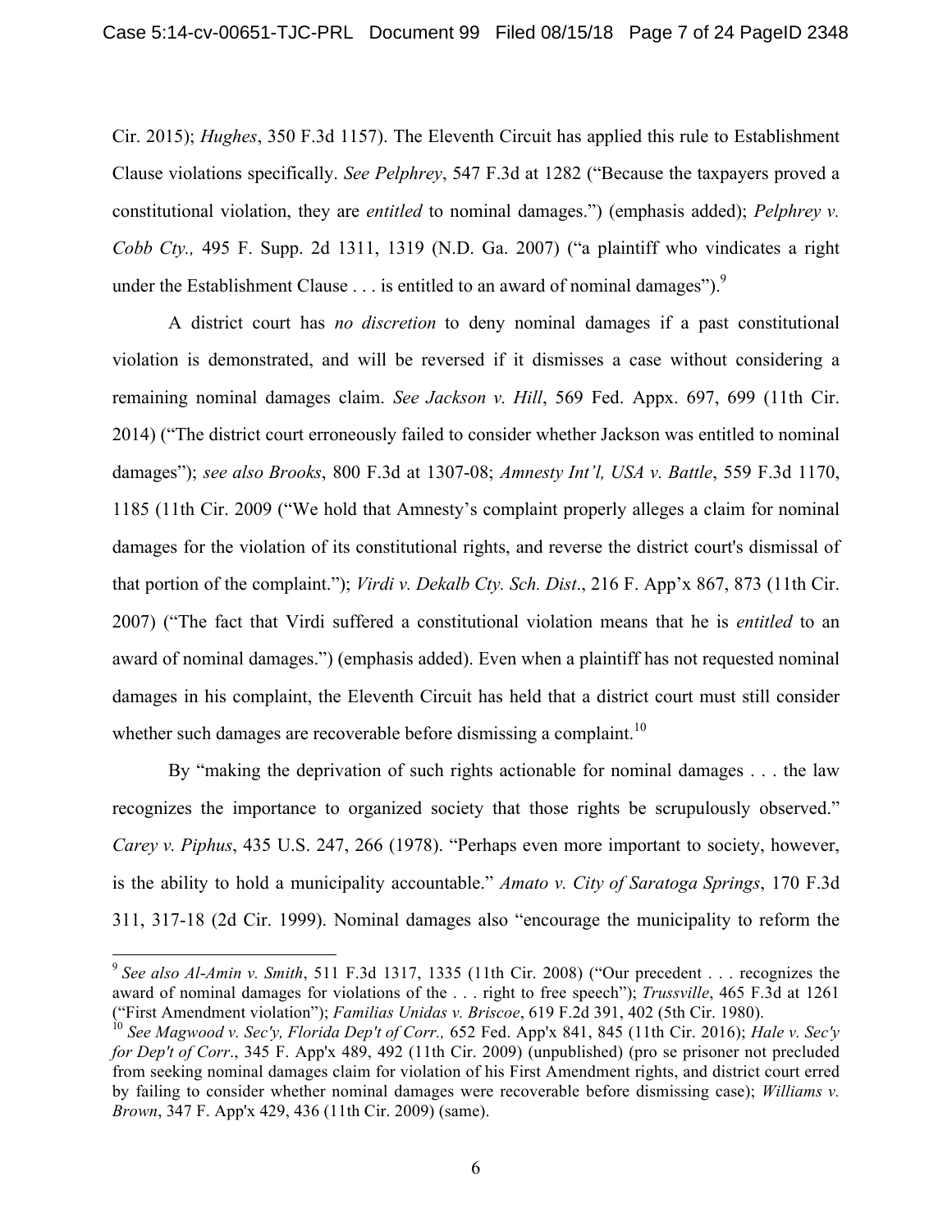Cir. 2015); *Hughes*, 350 F.3d 1157). The Eleventh Circuit has applied this rule to Establishment Clause violations specifically. *See Pelphrey*, 547 F.3d at 1282 ("Because the taxpayers proved a constitutional violation, they are *entitled* to nominal damages.") (emphasis added); *Pelphrey v. Cobb Cty.,* 495 F. Supp. 2d 1311, 1319 (N.D. Ga. 2007) ("a plaintiff who vindicates a right under the Establishment Clause . . . is entitled to an award of nominal damages").[9]

A district court has *no discretion* to deny nominal damages if a past constitutional violation is demonstrated, and will be reversed if it dismisses a case without considering a remaining nominal damages claim. *See Jackson v. Hill*, 569 Fed. Appx. 697, 699 (11th Cir. 2014) ("The district court erroneously failed to consider whether Jackson was entitled to nominal damages"); *see also Brooks*, 800 F.3d at 1307-08; *Amnesty Int'l, USA v. Battle*, 559 F.3d 1170, 1185 (11th Cir. 2009 ("We hold that Amnesty's complaint properly alleges a claim for nominal damages for the violation of its constitutional rights, and reverse the district court's dismissal of that portion of the complaint."); *Virdi v. Dekalb Cty. Sch. Dist*., 216 F. App'x 867, 873 (11th Cir. 2007) ("The fact that Virdi suffered a constitutional violation means that he is *entitled* to an award of nominal damages.") (emphasis added). Even when a plaintiff has not requested nominal damages in his complaint, the Eleventh Circuit has held that a district court must still consider whether such damages are recoverable before dismissing a complaint.[10]

By "making the deprivation of such rights actionable for nominal damages . . . the law recognizes the importance to organized society that those rights be scrupulously observed." *Carey v. Piphus*, 435 U.S. 247, 266 (1978). "Perhaps even more important to society, however, is the ability to hold a municipality accountable." *Amato v. City of Saratoga Springs*, 170 F.3d 311, 317-18 (2d Cir. 1999). Nominal damages also "encourage the municipality to reform the

---

[9] *See also Al-Amin v. Smith*, 511 F.3d 1317, 1335 (11th Cir. 2008) ("Our precedent . . . recognizes the award of nominal damages for violations of the . . . right to free speech"); *Trussville*, 465 F.3d at 1261 ("First Amendment violation"); *Familias Unidas v. Briscoe*, 619 F.2d 391, 402 (5th Cir. 1980).

[10] *See Magwood v. Sec'y, Florida Dep't of Corr.,* 652 Fed. App'x 841, 845 (11th Cir. 2016); *Hale v. Sec'y for Dep't of Corr*., 345 F. App'x 489, 492 (11th Cir. 2009) (unpublished) (pro se prisoner not precluded from seeking nominal damages claim for violation of his First Amendment rights, and district court erred by failing to consider whether nominal damages were recoverable before dismissing case); *Williams v. Brown*, 347 F. App'x 429, 436 (11th Cir. 2009) (same).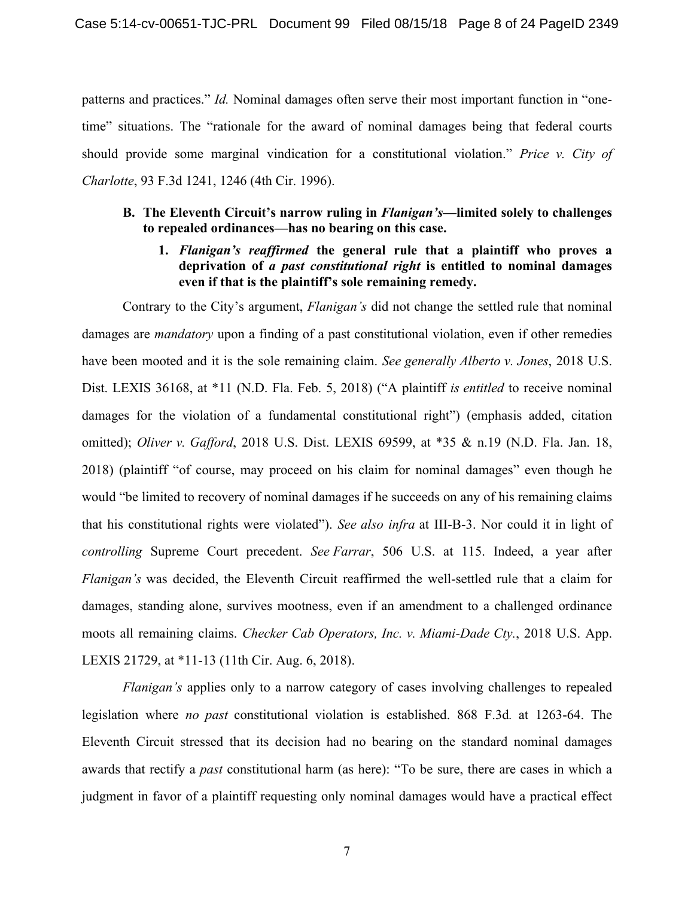patterns and practices." *Id.* Nominal damages often serve their most important function in "one-time" situations. The "rationale for the award of nominal damages being that federal courts should provide some marginal vindication for a constitutional violation." *Price v. City of Charlotte*, 93 F.3d 1241, 1246 (4th Cir. 1996).

### B. The Eleventh Circuit's narrow ruling in *Flanigan's*—limited solely to challenges to repealed ordinances—has no bearing on this case.

#### 1. *Flanigan's reaffirmed* the general rule that a plaintiff who proves a deprivation of *a past constitutional right* is entitled to nominal damages even if that is the plaintiff's sole remaining remedy.

Contrary to the City's argument, *Flanigan's* did not change the settled rule that nominal damages are *mandatory* upon a finding of a past constitutional violation, even if other remedies have been mooted and it is the sole remaining claim. *See generally Alberto v. Jones*, 2018 U.S. Dist. LEXIS 36168, at *11 (N.D. Fla. Feb. 5, 2018) ("A plaintiff *is entitled* to receive nominal damages for the violation of a fundamental constitutional right") (emphasis added, citation omitted); *Oliver v. Gafford*, 2018 U.S. Dist. LEXIS 69599, at *35 & n.19 (N.D. Fla. Jan. 18, 2018) (plaintiff "of course, may proceed on his claim for nominal damages" even though he would "be limited to recovery of nominal damages if he succeeds on any of his remaining claims that his constitutional rights were violated"). *See also infra* at III-B-3. Nor could it in light of *controlling* Supreme Court precedent. *See Farrar*, 506 U.S. at 115. Indeed, a year after *Flanigan's* was decided, the Eleventh Circuit reaffirmed the well-settled rule that a claim for damages, standing alone, survives mootness, even if an amendment to a challenged ordinance moots all remaining claims. *Checker Cab Operators, Inc. v. Miami-Dade Cty.*, 2018 U.S. App. LEXIS 21729, at *11-13 (11th Cir. Aug. 6, 2018).

*Flanigan's* applies only to a narrow category of cases involving challenges to repealed legislation where *no past* constitutional violation is established. 868 F.3d*.* at 1263-64. The Eleventh Circuit stressed that its decision had no bearing on the standard nominal damages awards that rectify a *past* constitutional harm (as here): "To be sure, there are cases in which a judgment in favor of a plaintiff requesting only nominal damages would have a practical effect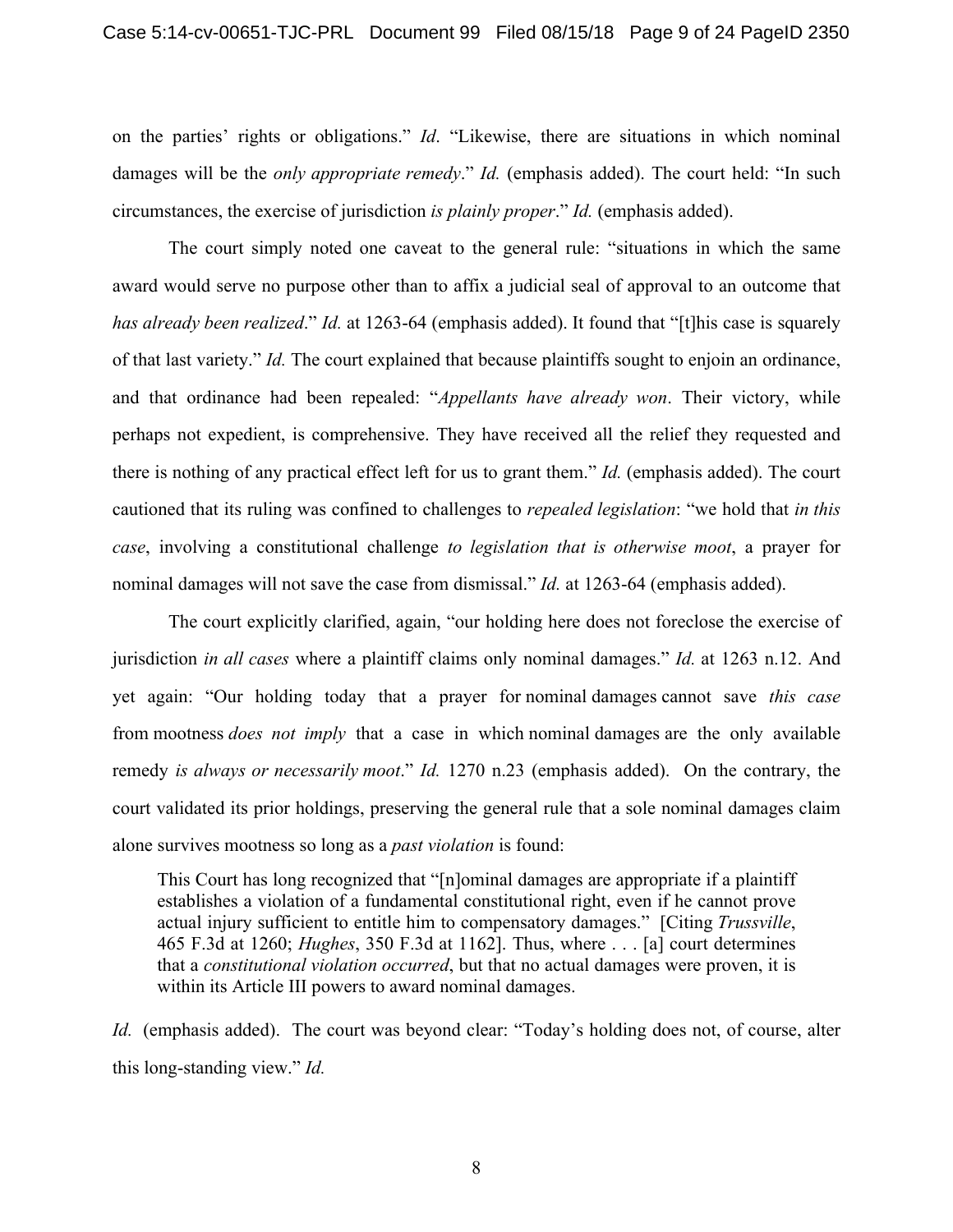on the parties' rights or obligations." *Id*. "Likewise, there are situations in which nominal damages will be the *only appropriate remedy*." *Id.* (emphasis added). The court held: "In such circumstances, the exercise of jurisdiction *is plainly proper*." *Id.* (emphasis added).

The court simply noted one caveat to the general rule: "situations in which the same award would serve no purpose other than to affix a judicial seal of approval to an outcome that *has already been realized*." *Id.* at 1263-64 (emphasis added). It found that "[t]his case is squarely of that last variety." *Id.* The court explained that because plaintiffs sought to enjoin an ordinance, and that ordinance had been repealed: "*Appellants have already won*. Their victory, while perhaps not expedient, is comprehensive. They have received all the relief they requested and there is nothing of any practical effect left for us to grant them." *Id.* (emphasis added). The court cautioned that its ruling was confined to challenges to *repealed legislation*: "we hold that *in this case*, involving a constitutional challenge *to legislation that is otherwise moot*, a prayer for nominal damages will not save the case from dismissal." *Id.* at 1263-64 (emphasis added).

The court explicitly clarified, again, "our holding here does not foreclose the exercise of jurisdiction *in all cases* where a plaintiff claims only nominal damages." *Id.* at 1263 n.12. And yet again: "Our holding today that a prayer for nominal damages cannot save *this case* from mootness *does not imply* that a case in which nominal damages are the only available remedy *is always or necessarily moot*." *Id.* 1270 n.23 (emphasis added). On the contrary, the court validated its prior holdings, preserving the general rule that a sole nominal damages claim alone survives mootness so long as a *past violation* is found:

> This Court has long recognized that "[n]ominal damages are appropriate if a plaintiff establishes a violation of a fundamental constitutional right, even if he cannot prove actual injury sufficient to entitle him to compensatory damages." [Citing *Trussville*, 465 F.3d at 1260; *Hughes*, 350 F.3d at 1162]. Thus, where . . . [a] court determines that a *constitutional violation occurred*, but that no actual damages were proven, it is within its Article III powers to award nominal damages.

*Id.* (emphasis added). The court was beyond clear: "Today's holding does not, of course, alter this long-standing view." *Id.*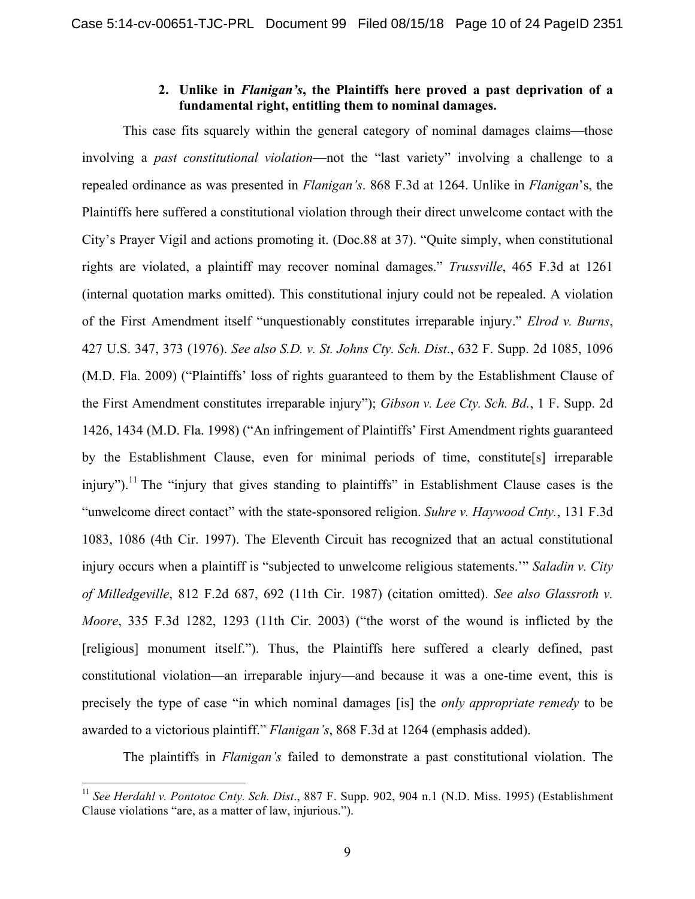### 2. Unlike in *Flanigan's*, the Plaintiffs here proved a past deprivation of a fundamental right, entitling them to nominal damages.

This case fits squarely within the general category of nominal damages claims—those involving a *past constitutional violation*—not the "last variety" involving a challenge to a repealed ordinance as was presented in *Flanigan's*. 868 F.3d at 1264. Unlike in *Flanigan*'s, the Plaintiffs here suffered a constitutional violation through their direct unwelcome contact with the City's Prayer Vigil and actions promoting it. (Doc.88 at 37). "Quite simply, when constitutional rights are violated, a plaintiff may recover nominal damages." *Trussville*, 465 F.3d at 1261 (internal quotation marks omitted). This constitutional injury could not be repealed. A violation of the First Amendment itself "unquestionably constitutes irreparable injury." *Elrod v. Burns*, 427 U.S. 347, 373 (1976). *See also S.D. v. St. Johns Cty. Sch. Dist*., 632 F. Supp. 2d 1085, 1096 (M.D. Fla. 2009) ("Plaintiffs' loss of rights guaranteed to them by the Establishment Clause of the First Amendment constitutes irreparable injury"); *Gibson v. Lee Cty. Sch. Bd.*, 1 F. Supp. 2d 1426, 1434 (M.D. Fla. 1998) ("An infringement of Plaintiffs' First Amendment rights guaranteed by the Establishment Clause, even for minimal periods of time, constitute[s] irreparable injury").[11] The "injury that gives standing to plaintiffs" in Establishment Clause cases is the "unwelcome direct contact" with the state-sponsored religion. *Suhre v. Haywood Cnty.*, 131 F.3d 1083, 1086 (4th Cir. 1997). The Eleventh Circuit has recognized that an actual constitutional injury occurs when a plaintiff is "subjected to unwelcome religious statements.'" *Saladin v. City of Milledgeville*, 812 F.2d 687, 692 (11th Cir. 1987) (citation omitted). *See also Glassroth v. Moore*, 335 F.3d 1282, 1293 (11th Cir. 2003) ("the worst of the wound is inflicted by the [religious] monument itself."). Thus, the Plaintiffs here suffered a clearly defined, past constitutional violation—an irreparable injury—and because it was a one-time event, this is precisely the type of case "in which nominal damages [is] the *only appropriate remedy* to be awarded to a victorious plaintiff." *Flanigan's*, 868 F.3d at 1264 (emphasis added).

The plaintiffs in *Flanigan's* failed to demonstrate a past constitutional violation. The

---

[11] *See Herdahl v. Pontotoc Cnty. Sch. Dist*., 887 F. Supp. 902, 904 n.1 (N.D. Miss. 1995) (Establishment Clause violations "are, as a matter of law, injurious.").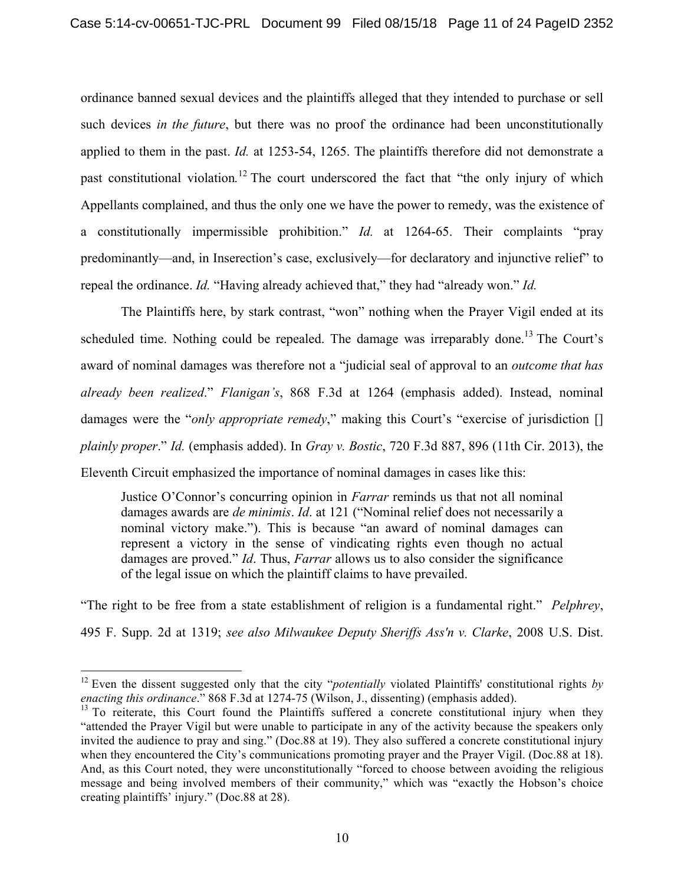ordinance banned sexual devices and the plaintiffs alleged that they intended to purchase or sell such devices *in the future*, but there was no proof the ordinance had been unconstitutionally applied to them in the past. *Id.* at 1253-54, 1265. The plaintiffs therefore did not demonstrate a past constitutional violation.[12] The court underscored the fact that "the only injury of which Appellants complained, and thus the only one we have the power to remedy, was the existence of a constitutionally impermissible prohibition." *Id.* at 1264-65. Their complaints "pray predominantly—and, in Inserection's case, exclusively—for declaratory and injunctive relief" to repeal the ordinance. *Id.* "Having already achieved that," they had "already won." *Id.*

The Plaintiffs here, by stark contrast, "won" nothing when the Prayer Vigil ended at its scheduled time. Nothing could be repealed. The damage was irreparably done.[13] The Court's award of nominal damages was therefore not a "judicial seal of approval to an *outcome that has already been realized*." *Flanigan's*, 868 F.3d at 1264 (emphasis added). Instead, nominal damages were the "*only appropriate remedy*," making this Court's "exercise of jurisdiction [] *plainly proper*." *Id.* (emphasis added). In *Gray v. Bostic*, 720 F.3d 887, 896 (11th Cir. 2013), the Eleventh Circuit emphasized the importance of nominal damages in cases like this:

> Justice O'Connor's concurring opinion in *Farrar* reminds us that not all nominal damages awards are *de minimis*. *Id*. at 121 ("Nominal relief does not necessarily a nominal victory make."). This is because "an award of nominal damages can represent a victory in the sense of vindicating rights even though no actual damages are proved." *Id*. Thus, *Farrar* allows us to also consider the significance of the legal issue on which the plaintiff claims to have prevailed.

"The right to be free from a state establishment of religion is a fundamental right." *Pelphrey*, 495 F. Supp. 2d at 1319; *see also Milwaukee Deputy Sheriffs Ass'n v. Clarke*, 2008 U.S. Dist.

---

[12] Even the dissent suggested only that the city "*potentially* violated Plaintiffs' constitutional rights *by enacting this ordinance*." 868 F.3d at 1274-75 (Wilson, J., dissenting) (emphasis added).

[13] To reiterate, this Court found the Plaintiffs suffered a concrete constitutional injury when they "attended the Prayer Vigil but were unable to participate in any of the activity because the speakers only invited the audience to pray and sing." (Doc.88 at 19). They also suffered a concrete constitutional injury when they encountered the City's communications promoting prayer and the Prayer Vigil. (Doc.88 at 18). And, as this Court noted, they were unconstitutionally "forced to choose between avoiding the religious message and being involved members of their community," which was "exactly the Hobson's choice creating plaintiffs' injury." (Doc.88 at 28).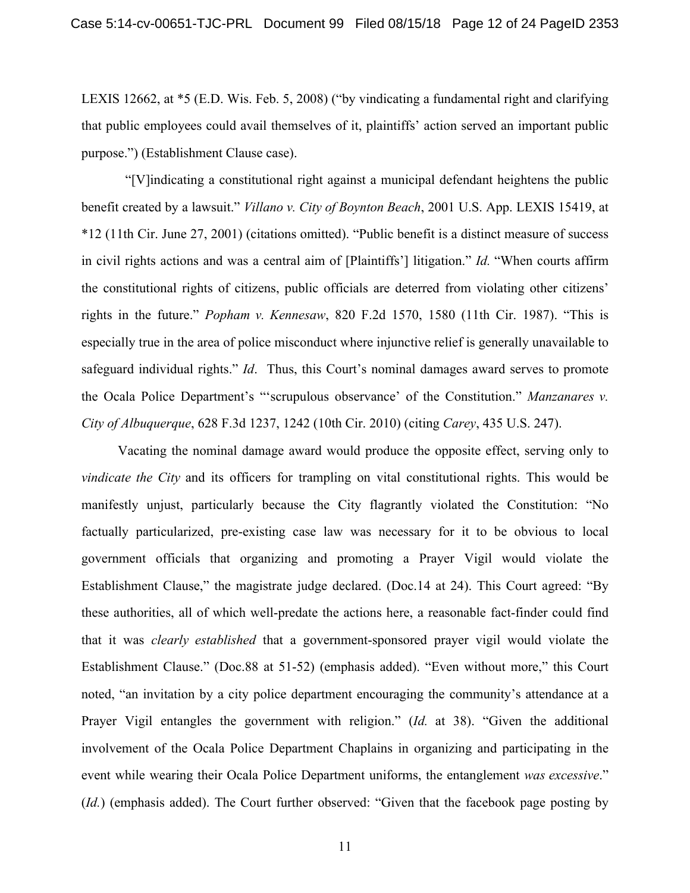LEXIS 12662, at *5 (E.D. Wis. Feb. 5, 2008) ("by vindicating a fundamental right and clarifying that public employees could avail themselves of it, plaintiffs' action served an important public purpose.") (Establishment Clause case).

"[V]indicating a constitutional right against a municipal defendant heightens the public benefit created by a lawsuit." *Villano v. City of Boynton Beach*, 2001 U.S. App. LEXIS 15419, at *12 (11th Cir. June 27, 2001) (citations omitted). "Public benefit is a distinct measure of success in civil rights actions and was a central aim of [Plaintiffs'] litigation." *Id.* "When courts affirm the constitutional rights of citizens, public officials are deterred from violating other citizens' rights in the future." *Popham v. Kennesaw*, 820 F.2d 1570, 1580 (11th Cir. 1987). "This is especially true in the area of police misconduct where injunctive relief is generally unavailable to safeguard individual rights." *Id*. Thus, this Court's nominal damages award serves to promote the Ocala Police Department's "'scrupulous observance' of the Constitution." *Manzanares v. City of Albuquerque*, 628 F.3d 1237, 1242 (10th Cir. 2010) (citing *Carey*, 435 U.S. 247).

Vacating the nominal damage award would produce the opposite effect, serving only to *vindicate the City* and its officers for trampling on vital constitutional rights. This would be manifestly unjust, particularly because the City flagrantly violated the Constitution: "No factually particularized, pre-existing case law was necessary for it to be obvious to local government officials that organizing and promoting a Prayer Vigil would violate the Establishment Clause," the magistrate judge declared. (Doc.14 at 24). This Court agreed: "By these authorities, all of which well-predate the actions here, a reasonable fact-finder could find that it was *clearly established* that a government-sponsored prayer vigil would violate the Establishment Clause." (Doc.88 at 51-52) (emphasis added). "Even without more," this Court noted, "an invitation by a city police department encouraging the community's attendance at a Prayer Vigil entangles the government with religion." (*Id.* at 38). "Given the additional involvement of the Ocala Police Department Chaplains in organizing and participating in the event while wearing their Ocala Police Department uniforms, the entanglement *was excessive*." (*Id.*) (emphasis added). The Court further observed: "Given that the facebook page posting by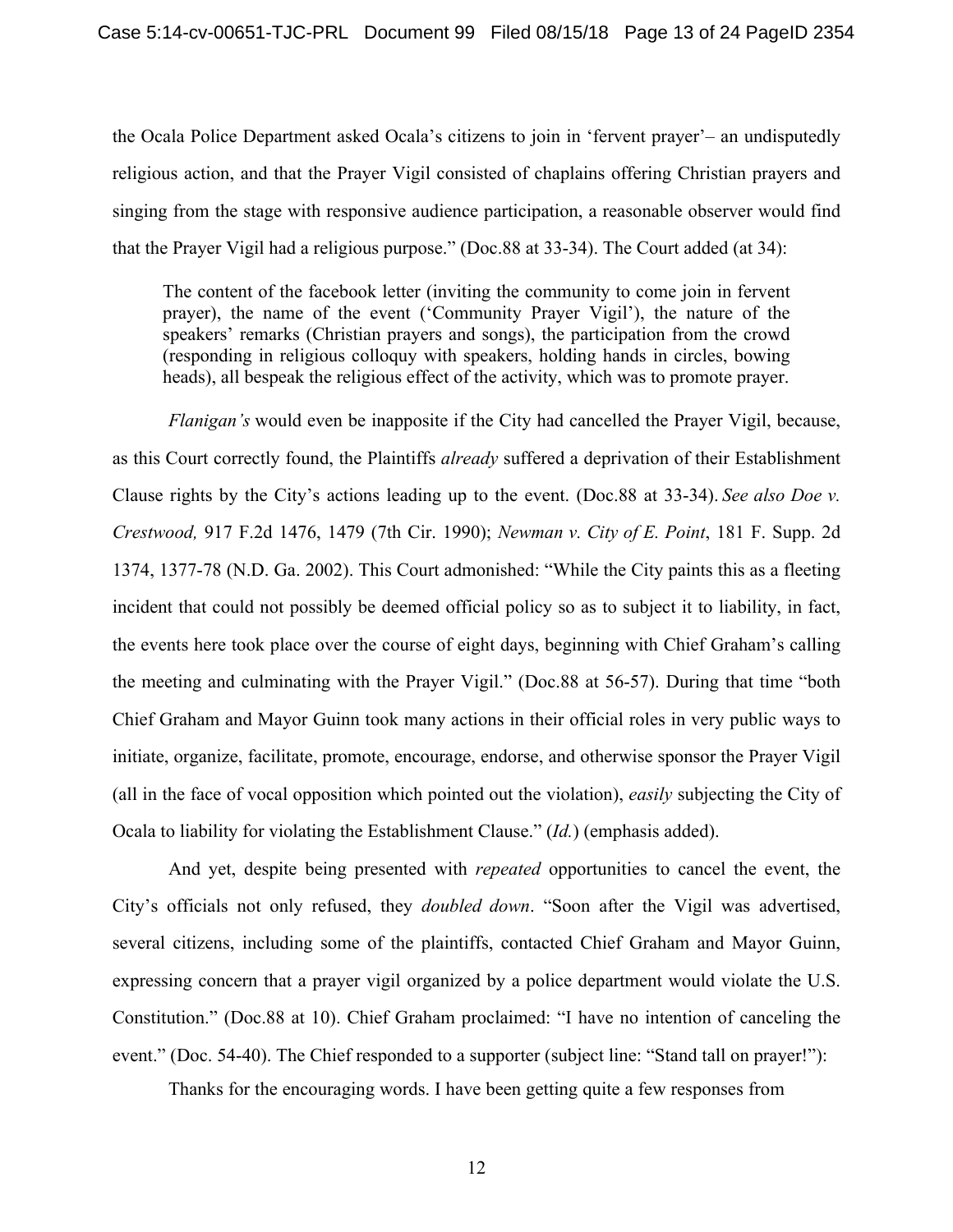the Ocala Police Department asked Ocala's citizens to join in 'fervent prayer'– an undisputedly religious action, and that the Prayer Vigil consisted of chaplains offering Christian prayers and singing from the stage with responsive audience participation, a reasonable observer would find that the Prayer Vigil had a religious purpose." (Doc.88 at 33-34). The Court added (at 34):

> The content of the facebook letter (inviting the community to come join in fervent prayer), the name of the event ('Community Prayer Vigil'), the nature of the speakers' remarks (Christian prayers and songs), the participation from the crowd (responding in religious colloquy with speakers, holding hands in circles, bowing heads), all bespeak the religious effect of the activity, which was to promote prayer.

*Flanigan's* would even be inapposite if the City had cancelled the Prayer Vigil, because, as this Court correctly found, the Plaintiffs *already* suffered a deprivation of their Establishment Clause rights by the City's actions leading up to the event. (Doc.88 at 33-34). *See also Doe v. Crestwood,* 917 F.2d 1476, 1479 (7th Cir. 1990); *Newman v. City of E. Point*, 181 F. Supp. 2d 1374, 1377-78 (N.D. Ga. 2002). This Court admonished: "While the City paints this as a fleeting incident that could not possibly be deemed official policy so as to subject it to liability, in fact, the events here took place over the course of eight days, beginning with Chief Graham's calling the meeting and culminating with the Prayer Vigil." (Doc.88 at 56-57). During that time "both Chief Graham and Mayor Guinn took many actions in their official roles in very public ways to initiate, organize, facilitate, promote, encourage, endorse, and otherwise sponsor the Prayer Vigil (all in the face of vocal opposition which pointed out the violation), *easily* subjecting the City of Ocala to liability for violating the Establishment Clause." (*Id.*) (emphasis added).

And yet, despite being presented with *repeated* opportunities to cancel the event, the City's officials not only refused, they *doubled down*. "Soon after the Vigil was advertised, several citizens, including some of the plaintiffs, contacted Chief Graham and Mayor Guinn, expressing concern that a prayer vigil organized by a police department would violate the U.S. Constitution." (Doc.88 at 10). Chief Graham proclaimed: "I have no intention of canceling the event." (Doc. 54-40). The Chief responded to a supporter (subject line: "Stand tall on prayer!"):

Thanks for the encouraging words. I have been getting quite a few responses from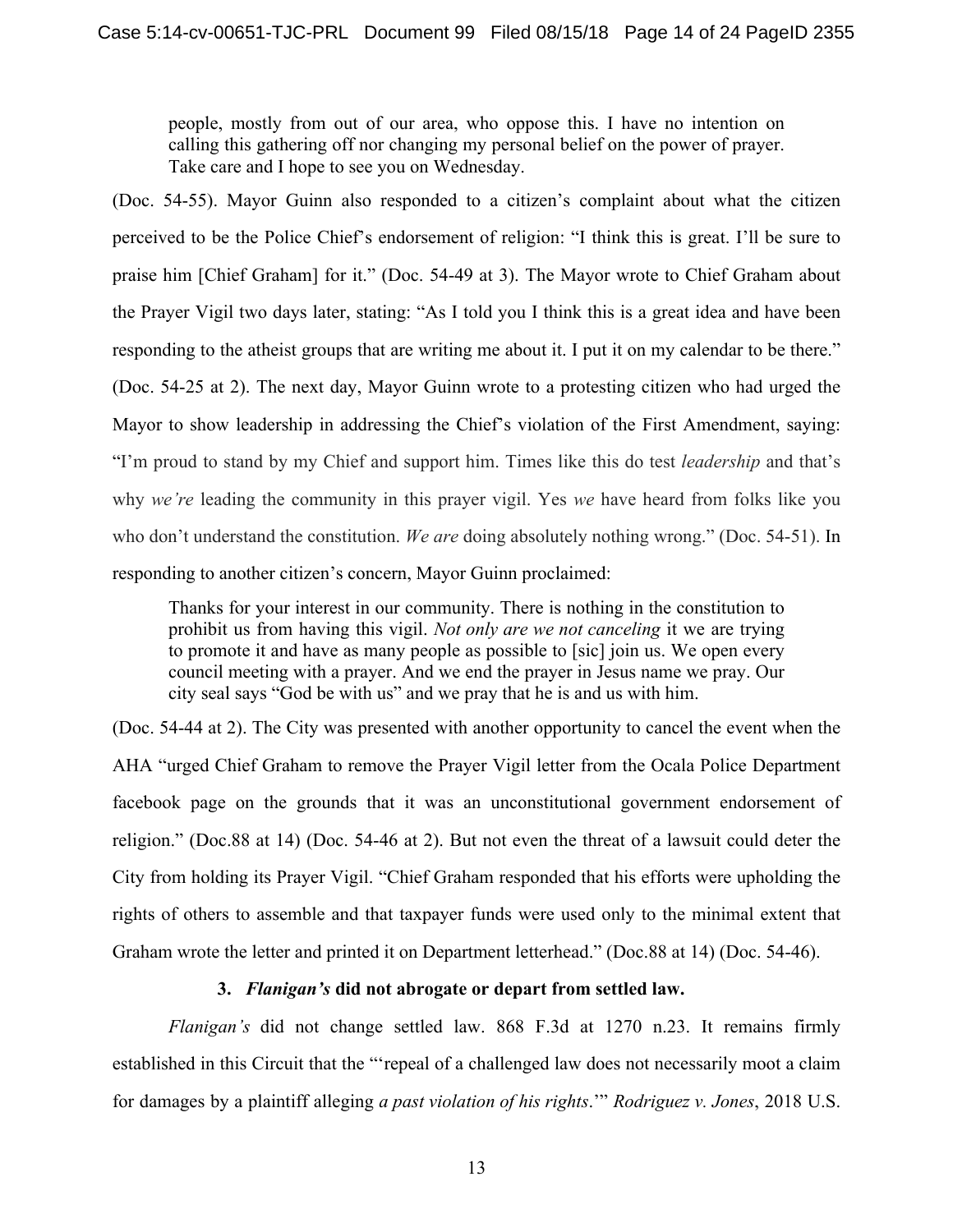> people, mostly from out of our area, who oppose this. I have no intention on calling this gathering off nor changing my personal belief on the power of prayer. Take care and I hope to see you on Wednesday.

(Doc. 54-55). Mayor Guinn also responded to a citizen's complaint about what the citizen perceived to be the Police Chief's endorsement of religion: "I think this is great. I'll be sure to praise him [Chief Graham] for it." (Doc. 54-49 at 3). The Mayor wrote to Chief Graham about the Prayer Vigil two days later, stating: "As I told you I think this is a great idea and have been responding to the atheist groups that are writing me about it. I put it on my calendar to be there." (Doc. 54-25 at 2). The next day, Mayor Guinn wrote to a protesting citizen who had urged the Mayor to show leadership in addressing the Chief's violation of the First Amendment, saying: "I'm proud to stand by my Chief and support him. Times like this do test *leadership* and that's why *we're* leading the community in this prayer vigil. Yes *we* have heard from folks like you who don't understand the constitution. *We are* doing absolutely nothing wrong." (Doc. 54-51). In responding to another citizen's concern, Mayor Guinn proclaimed:

> Thanks for your interest in our community. There is nothing in the constitution to prohibit us from having this vigil. *Not only are we not canceling* it we are trying to promote it and have as many people as possible to [sic] join us. We open every council meeting with a prayer. And we end the prayer in Jesus name we pray. Our city seal says "God be with us" and we pray that he is and us with him.

(Doc. 54-44 at 2). The City was presented with another opportunity to cancel the event when the AHA "urged Chief Graham to remove the Prayer Vigil letter from the Ocala Police Department facebook page on the grounds that it was an unconstitutional government endorsement of religion." (Doc.88 at 14) (Doc. 54-46 at 2). But not even the threat of a lawsuit could deter the City from holding its Prayer Vigil. "Chief Graham responded that his efforts were upholding the rights of others to assemble and that taxpayer funds were used only to the minimal extent that Graham wrote the letter and printed it on Department letterhead." (Doc.88 at 14) (Doc. 54-46).

**3. *Flanigan's* did not abrogate or depart from settled law.**

*Flanigan's* did not change settled law. 868 F.3d at 1270 n.23. It remains firmly established in this Circuit that the "'repeal of a challenged law does not necessarily moot a claim for damages by a plaintiff alleging *a past violation of his rights*.'" *Rodriguez v. Jones*, 2018 U.S.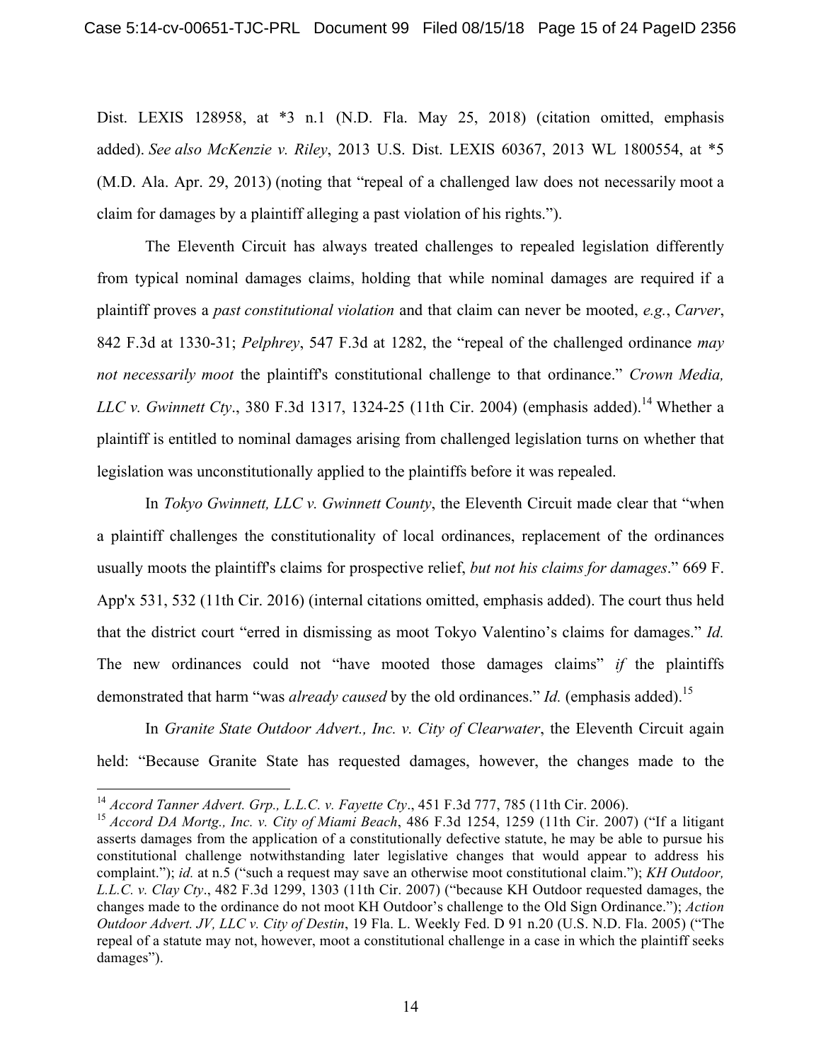Dist. LEXIS 128958, at *3 n.1 (N.D. Fla. May 25, 2018) (citation omitted, emphasis added). *See also McKenzie v. Riley*, 2013 U.S. Dist. LEXIS 60367, 2013 WL 1800554, at *5 (M.D. Ala. Apr. 29, 2013) (noting that "repeal of a challenged law does not necessarily moot a claim for damages by a plaintiff alleging a past violation of his rights.").

The Eleventh Circuit has always treated challenges to repealed legislation differently from typical nominal damages claims, holding that while nominal damages are required if a plaintiff proves a *past constitutional violation* and that claim can never be mooted, *e.g.*, *Carver*, 842 F.3d at 1330-31; *Pelphrey*, 547 F.3d at 1282, the "repeal of the challenged ordinance *may not necessarily moot* the plaintiff's constitutional challenge to that ordinance." *Crown Media, LLC v. Gwinnett Cty*., 380 F.3d 1317, 1324-25 (11th Cir. 2004) (emphasis added).[14] Whether a plaintiff is entitled to nominal damages arising from challenged legislation turns on whether that legislation was unconstitutionally applied to the plaintiffs before it was repealed.

In *Tokyo Gwinnett, LLC v. Gwinnett County*, the Eleventh Circuit made clear that "when a plaintiff challenges the constitutionality of local ordinances, replacement of the ordinances usually moots the plaintiff's claims for prospective relief, *but not his claims for damages*." 669 F. App'x 531, 532 (11th Cir. 2016) (internal citations omitted, emphasis added). The court thus held that the district court "erred in dismissing as moot Tokyo Valentino's claims for damages." *Id.* The new ordinances could not "have mooted those damages claims" *if* the plaintiffs demonstrated that harm "was *already caused* by the old ordinances." *Id.* (emphasis added).[15]

In *Granite State Outdoor Advert., Inc. v. City of Clearwater*, the Eleventh Circuit again held: "Because Granite State has requested damages, however, the changes made to the

---

[14] *Accord Tanner Advert. Grp., L.L.C. v. Fayette Cty*., 451 F.3d 777, 785 (11th Cir. 2006).

[15] *Accord DA Mortg., Inc. v. City of Miami Beach*, 486 F.3d 1254, 1259 (11th Cir. 2007) ("If a litigant asserts damages from the application of a constitutionally defective statute, he may be able to pursue his constitutional challenge notwithstanding later legislative changes that would appear to address his complaint."); *id.* at n.5 ("such a request may save an otherwise moot constitutional claim."); *KH Outdoor, L.L.C. v. Clay Cty*., 482 F.3d 1299, 1303 (11th Cir. 2007) ("because KH Outdoor requested damages, the changes made to the ordinance do not moot KH Outdoor's challenge to the Old Sign Ordinance."); *Action Outdoor Advert. JV, LLC v. City of Destin*, 19 Fla. L. Weekly Fed. D 91 n.20 (U.S. N.D. Fla. 2005) ("The repeal of a statute may not, however, moot a constitutional challenge in a case in which the plaintiff seeks damages").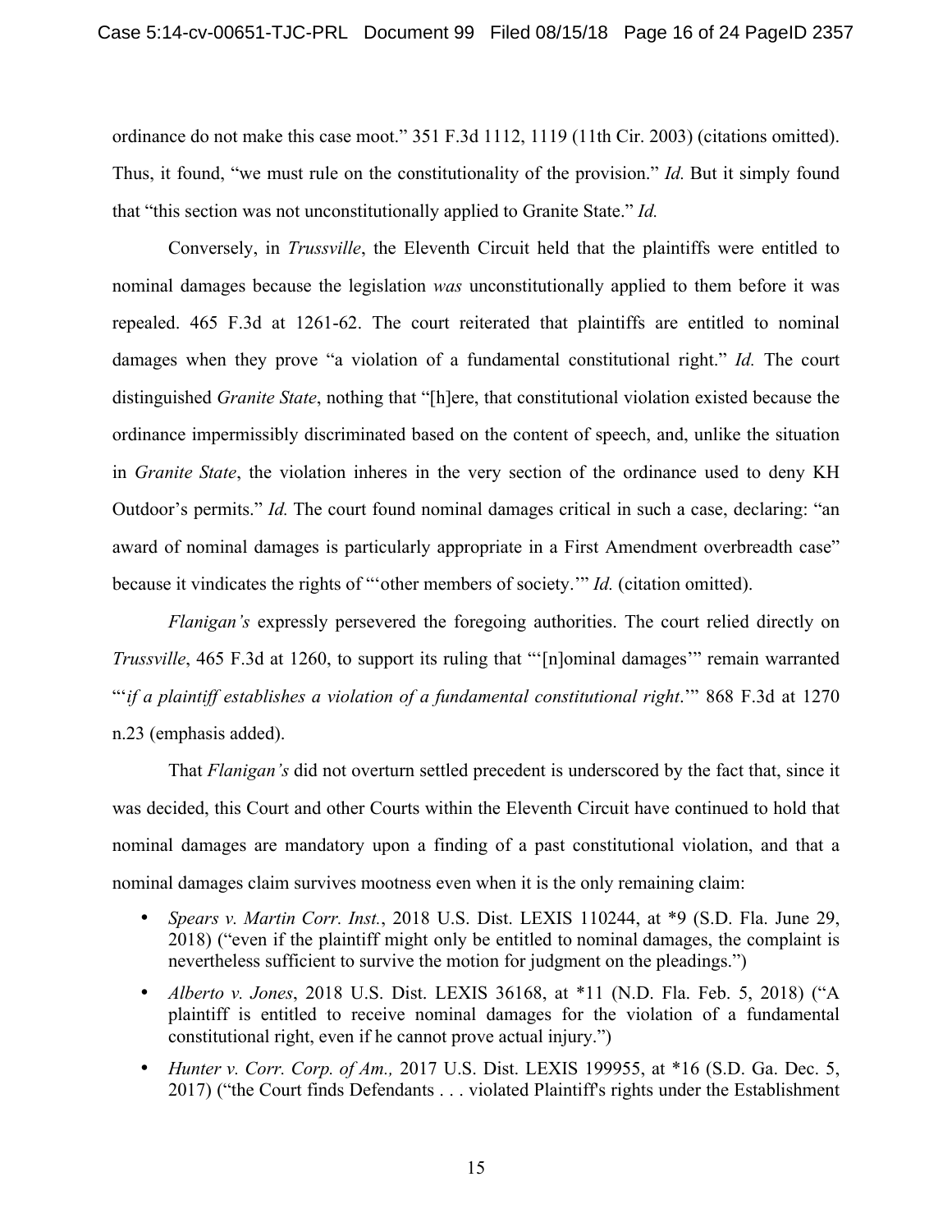ordinance do not make this case moot." 351 F.3d 1112, 1119 (11th Cir. 2003) (citations omitted). Thus, it found, "we must rule on the constitutionality of the provision." *Id.* But it simply found that "this section was not unconstitutionally applied to Granite State." *Id.*

Conversely, in *Trussville*, the Eleventh Circuit held that the plaintiffs were entitled to nominal damages because the legislation *was* unconstitutionally applied to them before it was repealed. 465 F.3d at 1261-62. The court reiterated that plaintiffs are entitled to nominal damages when they prove "a violation of a fundamental constitutional right." *Id.* The court distinguished *Granite State*, nothing that "[h]ere, that constitutional violation existed because the ordinance impermissibly discriminated based on the content of speech, and, unlike the situation in *Granite State*, the violation inheres in the very section of the ordinance used to deny KH Outdoor's permits." *Id.* The court found nominal damages critical in such a case, declaring: "an award of nominal damages is particularly appropriate in a First Amendment overbreadth case" because it vindicates the rights of "'other members of society.'" *Id.* (citation omitted).

*Flanigan's* expressly persevered the foregoing authorities. The court relied directly on *Trussville*, 465 F.3d at 1260, to support its ruling that "'[n]ominal damages'" remain warranted "'*if a plaintiff establishes a violation of a fundamental constitutional right*.'" 868 F.3d at 1270 n.23 (emphasis added).

That *Flanigan's* did not overturn settled precedent is underscored by the fact that, since it was decided, this Court and other Courts within the Eleventh Circuit have continued to hold that nominal damages are mandatory upon a finding of a past constitutional violation, and that a nominal damages claim survives mootness even when it is the only remaining claim:

- *Spears v. Martin Corr. Inst.*, 2018 U.S. Dist. LEXIS 110244, at *9 (S.D. Fla. June 29, 2018) ("even if the plaintiff might only be entitled to nominal damages, the complaint is nevertheless sufficient to survive the motion for judgment on the pleadings.")
- *Alberto v. Jones*, 2018 U.S. Dist. LEXIS 36168, at *11 (N.D. Fla. Feb. 5, 2018) ("A plaintiff is entitled to receive nominal damages for the violation of a fundamental constitutional right, even if he cannot prove actual injury.")
- *Hunter v. Corr. Corp. of Am.,* 2017 U.S. Dist. LEXIS 199955, at *16 (S.D. Ga. Dec. 5, 2017) ("the Court finds Defendants . . . violated Plaintiff's rights under the Establishment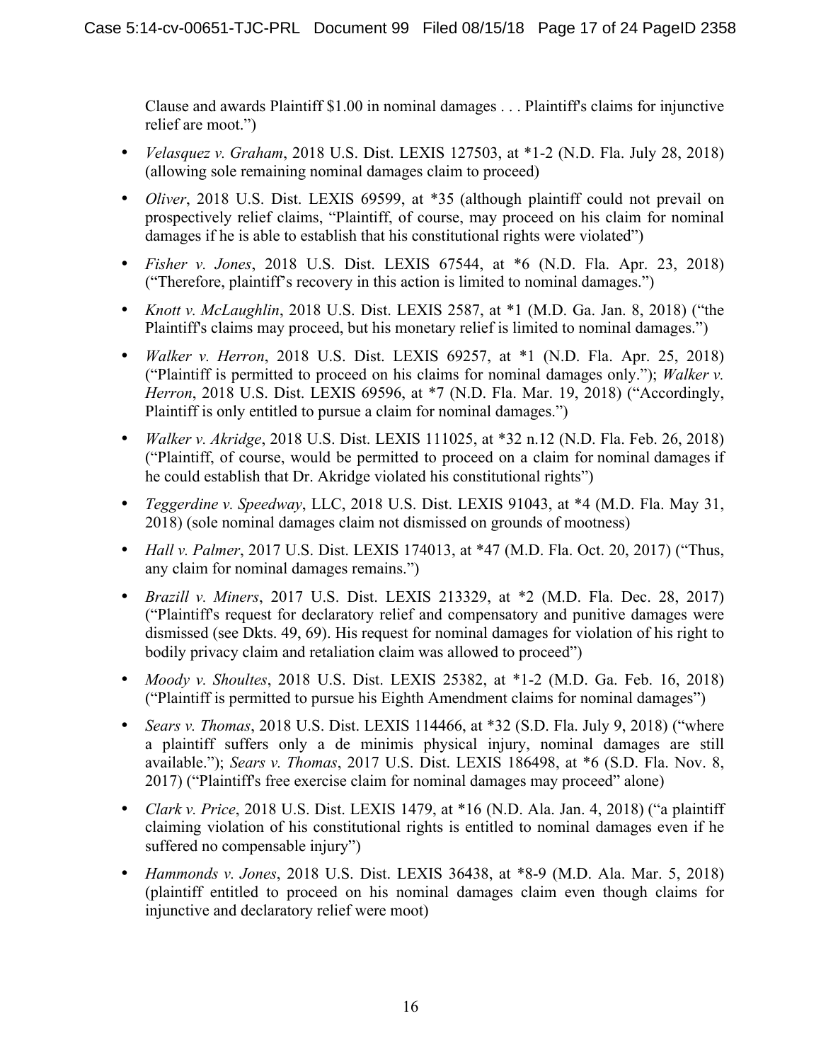Clause and awards Plaintiff $1.00 in nominal damages . . . Plaintiff's claims for injunctive relief are moot.")

- *Velasquez v. Graham*, 2018 U.S. Dist. LEXIS 127503, at *1-2 (N.D. Fla. July 28, 2018) (allowing sole remaining nominal damages claim to proceed)
- *Oliver*, 2018 U.S. Dist. LEXIS 69599, at *35 (although plaintiff could not prevail on prospectively relief claims, "Plaintiff, of course, may proceed on his claim for nominal damages if he is able to establish that his constitutional rights were violated")
- *Fisher v. Jones*, 2018 U.S. Dist. LEXIS 67544, at *6 (N.D. Fla. Apr. 23, 2018) ("Therefore, plaintiff's recovery in this action is limited to nominal damages.")
- *Knott v. McLaughlin*, 2018 U.S. Dist. LEXIS 2587, at *1 (M.D. Ga. Jan. 8, 2018) ("the Plaintiff's claims may proceed, but his monetary relief is limited to nominal damages.")
- *Walker v. Herron*, 2018 U.S. Dist. LEXIS 69257, at *1 (N.D. Fla. Apr. 25, 2018) ("Plaintiff is permitted to proceed on his claims for nominal damages only."); *Walker v. Herron*, 2018 U.S. Dist. LEXIS 69596, at *7 (N.D. Fla. Mar. 19, 2018) ("Accordingly, Plaintiff is only entitled to pursue a claim for nominal damages.")
- *Walker v. Akridge*, 2018 U.S. Dist. LEXIS 111025, at *32 n.12 (N.D. Fla. Feb. 26, 2018) ("Plaintiff, of course, would be permitted to proceed on a claim for nominal damages if he could establish that Dr. Akridge violated his constitutional rights")
- *Teggerdine v. Speedway*, LLC, 2018 U.S. Dist. LEXIS 91043, at *4 (M.D. Fla. May 31, 2018) (sole nominal damages claim not dismissed on grounds of mootness)
- *Hall v. Palmer*, 2017 U.S. Dist. LEXIS 174013, at *47 (M.D. Fla. Oct. 20, 2017) ("Thus, any claim for nominal damages remains.")
- *Brazill v. Miners*, 2017 U.S. Dist. LEXIS 213329, at *2 (M.D. Fla. Dec. 28, 2017) ("Plaintiff's request for declaratory relief and compensatory and punitive damages were dismissed (see Dkts. 49, 69). His request for nominal damages for violation of his right to bodily privacy claim and retaliation claim was allowed to proceed")
- *Moody v. Shoultes*, 2018 U.S. Dist. LEXIS 25382, at *1-2 (M.D. Ga. Feb. 16, 2018) ("Plaintiff is permitted to pursue his Eighth Amendment claims for nominal damages")
- *Sears v. Thomas*, 2018 U.S. Dist. LEXIS 114466, at *32 (S.D. Fla. July 9, 2018) ("where a plaintiff suffers only a de minimis physical injury, nominal damages are still available."); *Sears v. Thomas*, 2017 U.S. Dist. LEXIS 186498, at *6 (S.D. Fla. Nov. 8, 2017) ("Plaintiff's free exercise claim for nominal damages may proceed" alone)
- *Clark v. Price*, 2018 U.S. Dist. LEXIS 1479, at *16 (N.D. Ala. Jan. 4, 2018) ("a plaintiff claiming violation of his constitutional rights is entitled to nominal damages even if he suffered no compensable injury")
- *Hammonds v. Jones*, 2018 U.S. Dist. LEXIS 36438, at *8-9 (M.D. Ala. Mar. 5, 2018) (plaintiff entitled to proceed on his nominal damages claim even though claims for injunctive and declaratory relief were moot)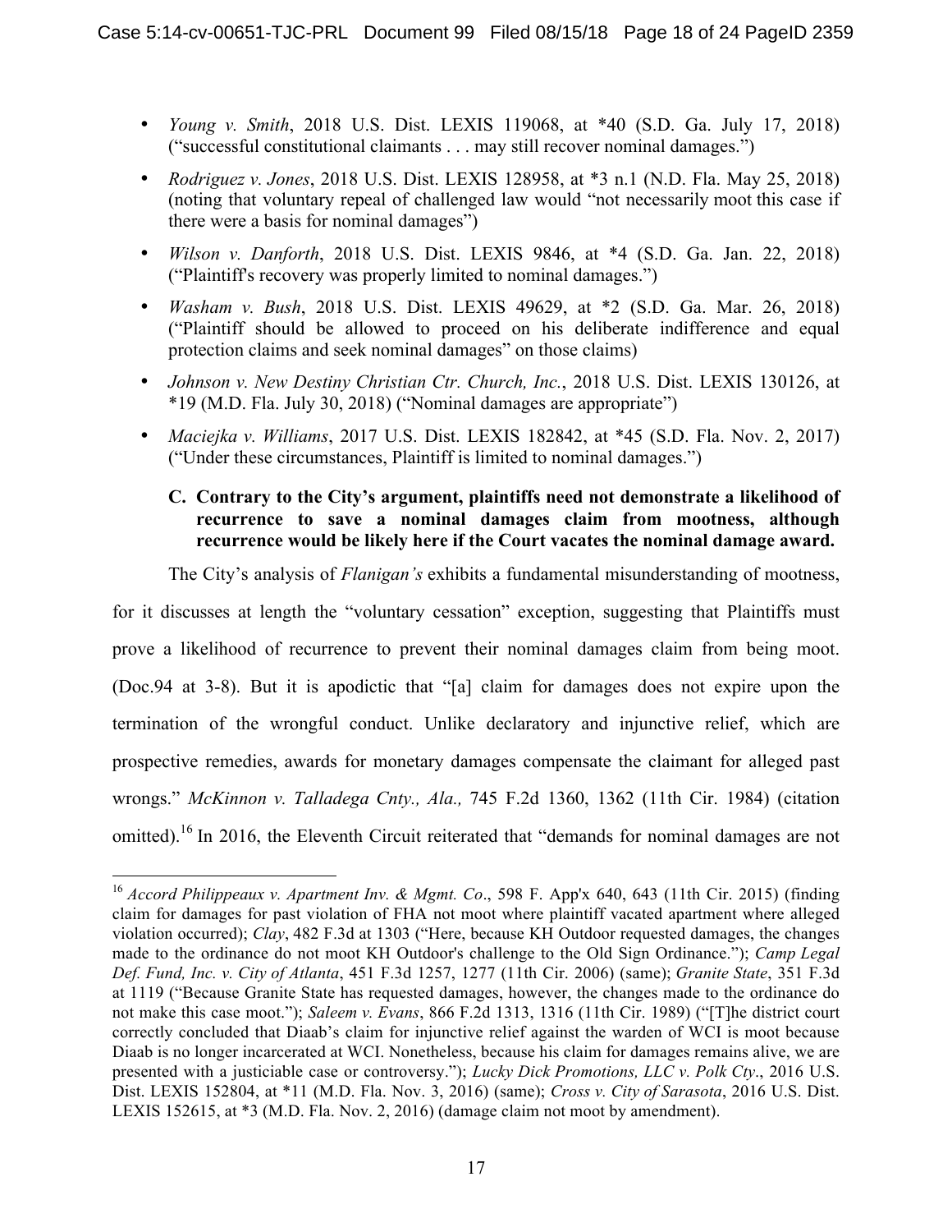- *Young v. Smith*, 2018 U.S. Dist. LEXIS 119068, at *40 (S.D. Ga. July 17, 2018) ("successful constitutional claimants . . . may still recover nominal damages.")
- *Rodriguez v. Jones*, 2018 U.S. Dist. LEXIS 128958, at *3 n.1 (N.D. Fla. May 25, 2018) (noting that voluntary repeal of challenged law would "not necessarily moot this case if there were a basis for nominal damages")
- *Wilson v. Danforth*, 2018 U.S. Dist. LEXIS 9846, at *4 (S.D. Ga. Jan. 22, 2018) ("Plaintiff's recovery was properly limited to nominal damages.")
- *Washam v. Bush*, 2018 U.S. Dist. LEXIS 49629, at *2 (S.D. Ga. Mar. 26, 2018) ("Plaintiff should be allowed to proceed on his deliberate indifference and equal protection claims and seek nominal damages" on those claims)
- *Johnson v. New Destiny Christian Ctr. Church, Inc.*, 2018 U.S. Dist. LEXIS 130126, at *19 (M.D. Fla. July 30, 2018) ("Nominal damages are appropriate")
- *Maciejka v. Williams*, 2017 U.S. Dist. LEXIS 182842, at *45 (S.D. Fla. Nov. 2, 2017) ("Under these circumstances, Plaintiff is limited to nominal damages.")

### C. Contrary to the City's argument, plaintiffs need not demonstrate a likelihood of recurrence to save a nominal damages claim from mootness, although recurrence would be likely here if the Court vacates the nominal damage award.

The City's analysis of *Flanigan's* exhibits a fundamental misunderstanding of mootness, for it discusses at length the "voluntary cessation" exception, suggesting that Plaintiffs must prove a likelihood of recurrence to prevent their nominal damages claim from being moot. (Doc.94 at 3-8). But it is apodictic that "[a] claim for damages does not expire upon the termination of the wrongful conduct. Unlike declaratory and injunctive relief, which are prospective remedies, awards for monetary damages compensate the claimant for alleged past wrongs." *McKinnon v. Talladega Cnty., Ala.,* 745 F.2d 1360, 1362 (11th Cir. 1984) (citation omitted).[16] In 2016, the Eleventh Circuit reiterated that "demands for nominal damages are not

---

[16] *Accord Philippeaux v. Apartment Inv. & Mgmt. Co*., 598 F. App'x 640, 643 (11th Cir. 2015) (finding claim for damages for past violation of FHA not moot where plaintiff vacated apartment where alleged violation occurred); *Clay*, 482 F.3d at 1303 ("Here, because KH Outdoor requested damages, the changes made to the ordinance do not moot KH Outdoor's challenge to the Old Sign Ordinance."); *Camp Legal Def. Fund, Inc. v. City of Atlanta*, 451 F.3d 1257, 1277 (11th Cir. 2006) (same); *Granite State*, 351 F.3d at 1119 ("Because Granite State has requested damages, however, the changes made to the ordinance do not make this case moot."); *Saleem v. Evans*, 866 F.2d 1313, 1316 (11th Cir. 1989) ("[T]he district court correctly concluded that Diaab's claim for injunctive relief against the warden of WCI is moot because Diaab is no longer incarcerated at WCI. Nonetheless, because his claim for damages remains alive, we are presented with a justiciable case or controversy."); *Lucky Dick Promotions, LLC v. Polk Cty*., 2016 U.S. Dist. LEXIS 152804, at *11 (M.D. Fla. Nov. 3, 2016) (same); *Cross v. City of Sarasota*, 2016 U.S. Dist. LEXIS 152615, at *3 (M.D. Fla. Nov. 2, 2016) (damage claim not moot by amendment).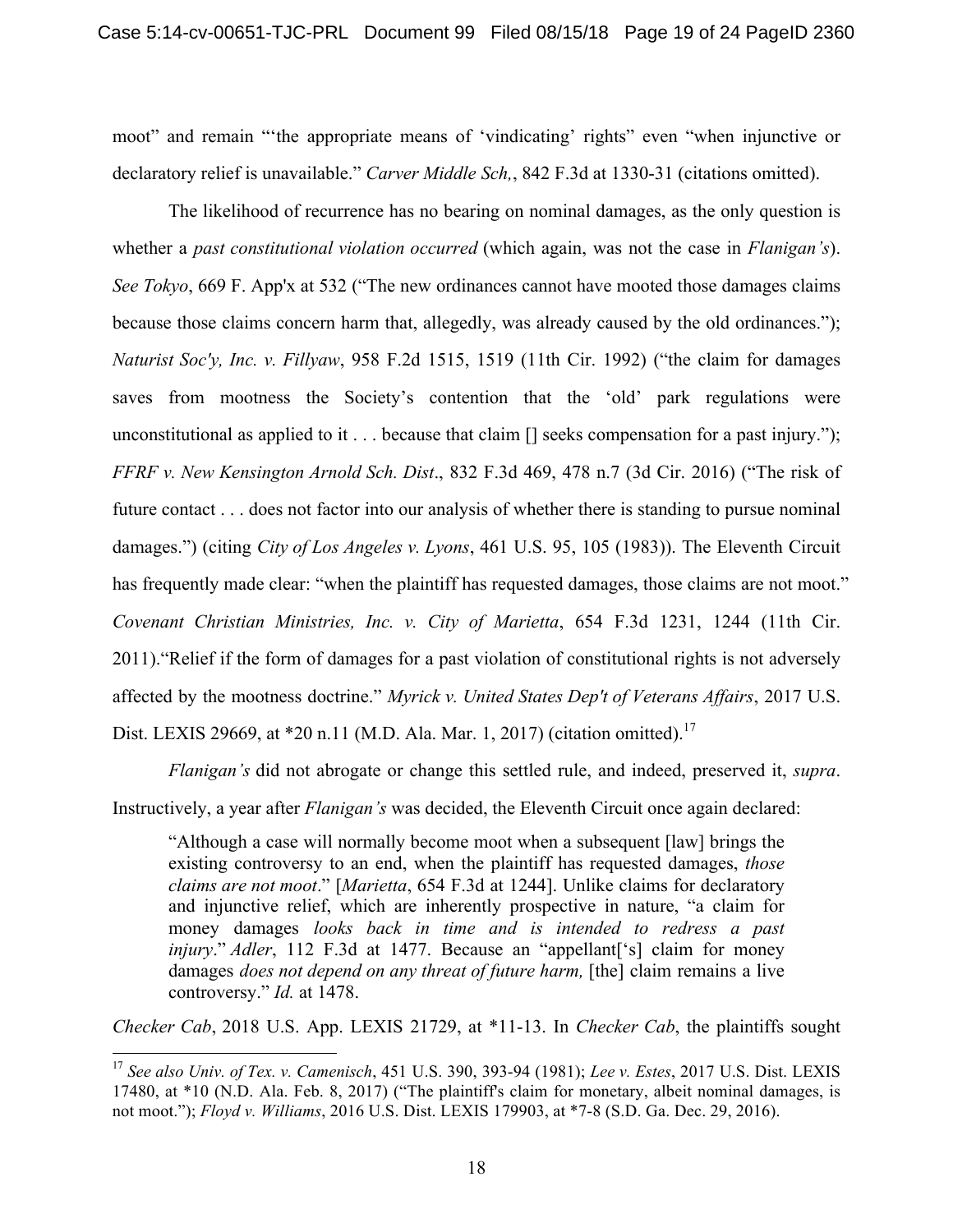moot" and remain "'the appropriate means of 'vindicating' rights" even "when injunctive or declaratory relief is unavailable." *Carver Middle Sch,*, 842 F.3d at 1330-31 (citations omitted).

The likelihood of recurrence has no bearing on nominal damages, as the only question is whether a *past constitutional violation occurred* (which again, was not the case in *Flanigan's*). *See Tokyo*, 669 F. App'x at 532 ("The new ordinances cannot have mooted those damages claims because those claims concern harm that, allegedly, was already caused by the old ordinances."); *Naturist Soc'y, Inc. v. Fillyaw*, 958 F.2d 1515, 1519 (11th Cir. 1992) ("the claim for damages saves from mootness the Society's contention that the 'old' park regulations were unconstitutional as applied to it . . . because that claim [] seeks compensation for a past injury."); *FFRF v. New Kensington Arnold Sch. Dist*., 832 F.3d 469, 478 n.7 (3d Cir. 2016) ("The risk of future contact . . . does not factor into our analysis of whether there is standing to pursue nominal damages.") (citing *City of Los Angeles v. Lyons*, 461 U.S. 95, 105 (1983)). The Eleventh Circuit has frequently made clear: "when the plaintiff has requested damages, those claims are not moot." *Covenant Christian Ministries, Inc. v. City of Marietta*, 654 F.3d 1231, 1244 (11th Cir. 2011)."Relief if the form of damages for a past violation of constitutional rights is not adversely affected by the mootness doctrine." *Myrick v. United States Dep't of Veterans Affairs*, 2017 U.S. Dist. LEXIS 29669, at *20 n.11 (M.D. Ala. Mar. 1, 2017) (citation omitted).[17]

*Flanigan's* did not abrogate or change this settled rule, and indeed, preserved it, *supra*. Instructively, a year after *Flanigan's* was decided, the Eleventh Circuit once again declared:

> "Although a case will normally become moot when a subsequent [law] brings the existing controversy to an end, when the plaintiff has requested damages, *those claims are not moot*." [*Marietta*, 654 F.3d at 1244]. Unlike claims for declaratory and injunctive relief, which are inherently prospective in nature, "a claim for money damages *looks back in time and is intended to redress a past injury*." *Adler*, 112 F.3d at 1477. Because an "appellant['s] claim for money damages *does not depend on any threat of future harm,* [the] claim remains a live controversy." *Id.* at 1478.

*Checker Cab*, 2018 U.S. App. LEXIS 21729, at *11-13. In *Checker Cab*, the plaintiffs sought

---

[17] *See also Univ. of Tex. v. Camenisch*, 451 U.S. 390, 393-94 (1981); *Lee v. Estes*, 2017 U.S. Dist. LEXIS 17480, at *10 (N.D. Ala. Feb. 8, 2017) ("The plaintiff's claim for monetary, albeit nominal damages, is not moot."); *Floyd v. Williams*, 2016 U.S. Dist. LEXIS 179903, at *7-8 (S.D. Ga. Dec. 29, 2016).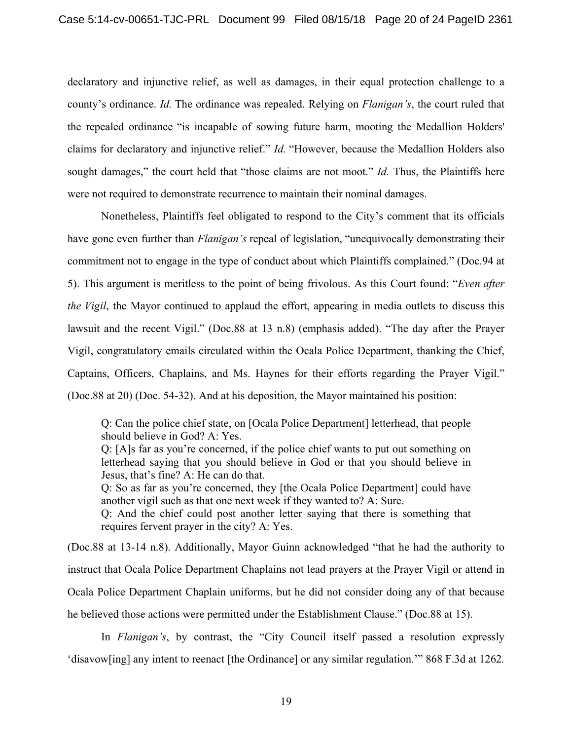declaratory and injunctive relief, as well as damages, in their equal protection challenge to a county's ordinance. *Id.* The ordinance was repealed. Relying on *Flanigan's*, the court ruled that the repealed ordinance "is incapable of sowing future harm, mooting the Medallion Holders' claims for declaratory and injunctive relief." *Id.* "However, because the Medallion Holders also sought damages," the court held that "those claims are not moot." *Id.* Thus, the Plaintiffs here were not required to demonstrate recurrence to maintain their nominal damages.

Nonetheless, Plaintiffs feel obligated to respond to the City's comment that its officials have gone even further than *Flanigan's* repeal of legislation, "unequivocally demonstrating their commitment not to engage in the type of conduct about which Plaintiffs complained." (Doc.94 at 5). This argument is meritless to the point of being frivolous. As this Court found: "*Even after the Vigil*, the Mayor continued to applaud the effort, appearing in media outlets to discuss this lawsuit and the recent Vigil." (Doc.88 at 13 n.8) (emphasis added). "The day after the Prayer Vigil, congratulatory emails circulated within the Ocala Police Department, thanking the Chief, Captains, Officers, Chaplains, and Ms. Haynes for their efforts regarding the Prayer Vigil." (Doc.88 at 20) (Doc. 54-32). And at his deposition, the Mayor maintained his position:

> Q: Can the police chief state, on [Ocala Police Department] letterhead, that people should believe in God? A: Yes.
> Q: [A]s far as you're concerned, if the police chief wants to put out something on letterhead saying that you should believe in God or that you should believe in Jesus, that's fine? A: He can do that.
> Q: So as far as you're concerned, they [the Ocala Police Department] could have another vigil such as that one next week if they wanted to? A: Sure.
> Q: And the chief could post another letter saying that there is something that requires fervent prayer in the city? A: Yes.

(Doc.88 at 13-14 n.8). Additionally, Mayor Guinn acknowledged "that he had the authority to instruct that Ocala Police Department Chaplains not lead prayers at the Prayer Vigil or attend in Ocala Police Department Chaplain uniforms, but he did not consider doing any of that because he believed those actions were permitted under the Establishment Clause." (Doc.88 at 15).

In *Flanigan's*, by contrast, the "City Council itself passed a resolution expressly 'disavow[ing] any intent to reenact [the Ordinance] or any similar regulation.'" 868 F.3d at 1262.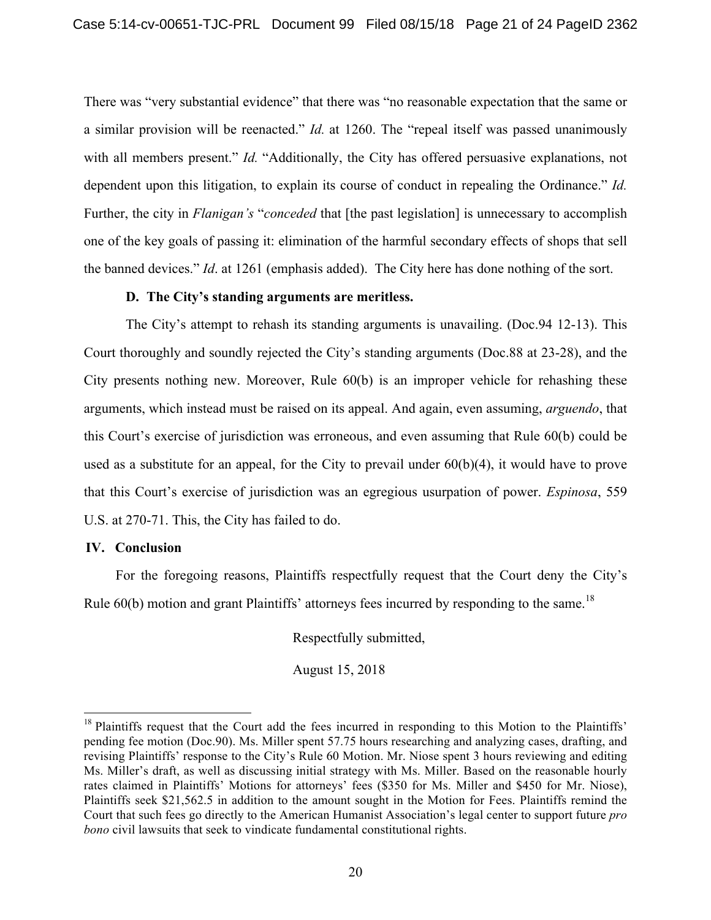There was "very substantial evidence" that there was "no reasonable expectation that the same or a similar provision will be reenacted." *Id.* at 1260. The "repeal itself was passed unanimously with all members present." *Id.* "Additionally, the City has offered persuasive explanations, not dependent upon this litigation, to explain its course of conduct in repealing the Ordinance." *Id.* Further, the city in *Flanigan's* "*conceded* that [the past legislation] is unnecessary to accomplish one of the key goals of passing it: elimination of the harmful secondary effects of shops that sell the banned devices." *Id*. at 1261 (emphasis added). The City here has done nothing of the sort.

### D. The City's standing arguments are meritless.

The City's attempt to rehash its standing arguments is unavailing. (Doc.94 12-13). This Court thoroughly and soundly rejected the City's standing arguments (Doc.88 at 23-28), and the City presents nothing new. Moreover, Rule 60(b) is an improper vehicle for rehashing these arguments, which instead must be raised on its appeal. And again, even assuming, *arguendo*, that this Court's exercise of jurisdiction was erroneous, and even assuming that Rule 60(b) could be used as a substitute for an appeal, for the City to prevail under 60(b)(4), it would have to prove that this Court's exercise of jurisdiction was an egregious usurpation of power. *Espinosa*, 559 U.S. at 270-71. This, the City has failed to do.

## IV. Conclusion

For the foregoing reasons, Plaintiffs respectfully request that the Court deny the City's Rule 60(b) motion and grant Plaintiffs' attorneys fees incurred by responding to the same.[18]

Respectfully submitted,

August 15, 2018

---

[18] Plaintiffs request that the Court add the fees incurred in responding to this Motion to the Plaintiffs' pending fee motion (Doc.90). Ms. Miller spent 57.75 hours researching and analyzing cases, drafting, and revising Plaintiffs' response to the City's Rule 60 Motion. Mr. Niose spent 3 hours reviewing and editing Ms. Miller's draft, as well as discussing initial strategy with Ms. Miller. Based on the reasonable hourly rates claimed in Plaintiffs' Motions for attorneys' fees ($350 for Ms. Miller and $450 for Mr. Niose), Plaintiffs seek $21,562.5 in addition to the amount sought in the Motion for Fees. Plaintiffs remind the Court that such fees go directly to the American Humanist Association's legal center to support future *pro bono* civil lawsuits that seek to vindicate fundamental constitutional rights.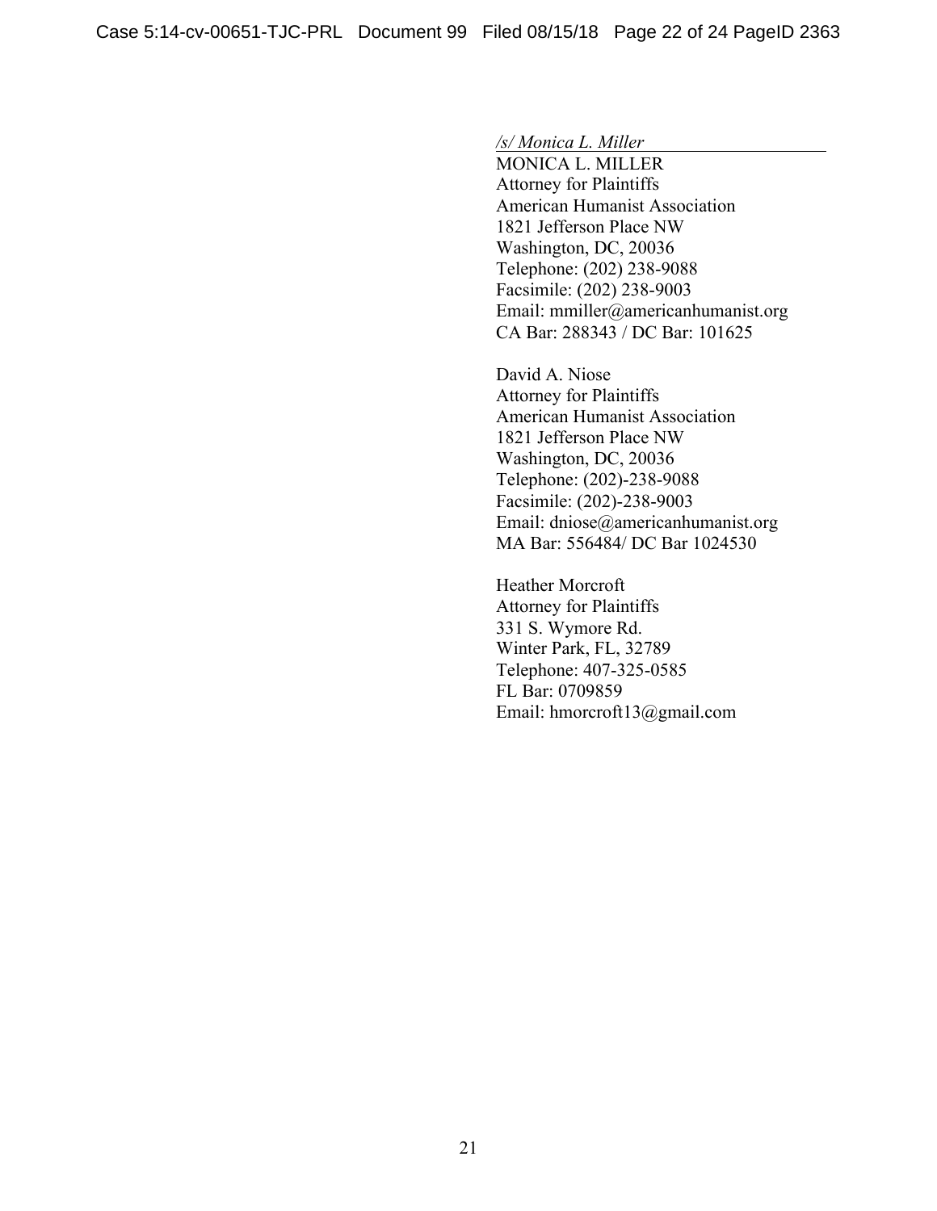*/s/ Monica L. Miller*

MONICA L. MILLER
Attorney for Plaintiffs
American Humanist Association
1821 Jefferson Place NW
Washington, DC, 20036
Telephone: (202) 238-9088
Facsimile: (202) 238-9003
Email: mmiller@americanhumanist.org
CA Bar: 288343 / DC Bar: 101625

David A. Niose
Attorney for Plaintiffs
American Humanist Association
1821 Jefferson Place NW
Washington, DC, 20036
Telephone: (202)-238-9088
Facsimile: (202)-238-9003
Email: dniose@americanhumanist.org
MA Bar: 556484/ DC Bar 1024530

Heather Morcroft
Attorney for Plaintiffs
331 S. Wymore Rd.
Winter Park, FL, 32789
Telephone: 407-325-0585
FL Bar: 0709859
Email: hmorcroft13@gmail.com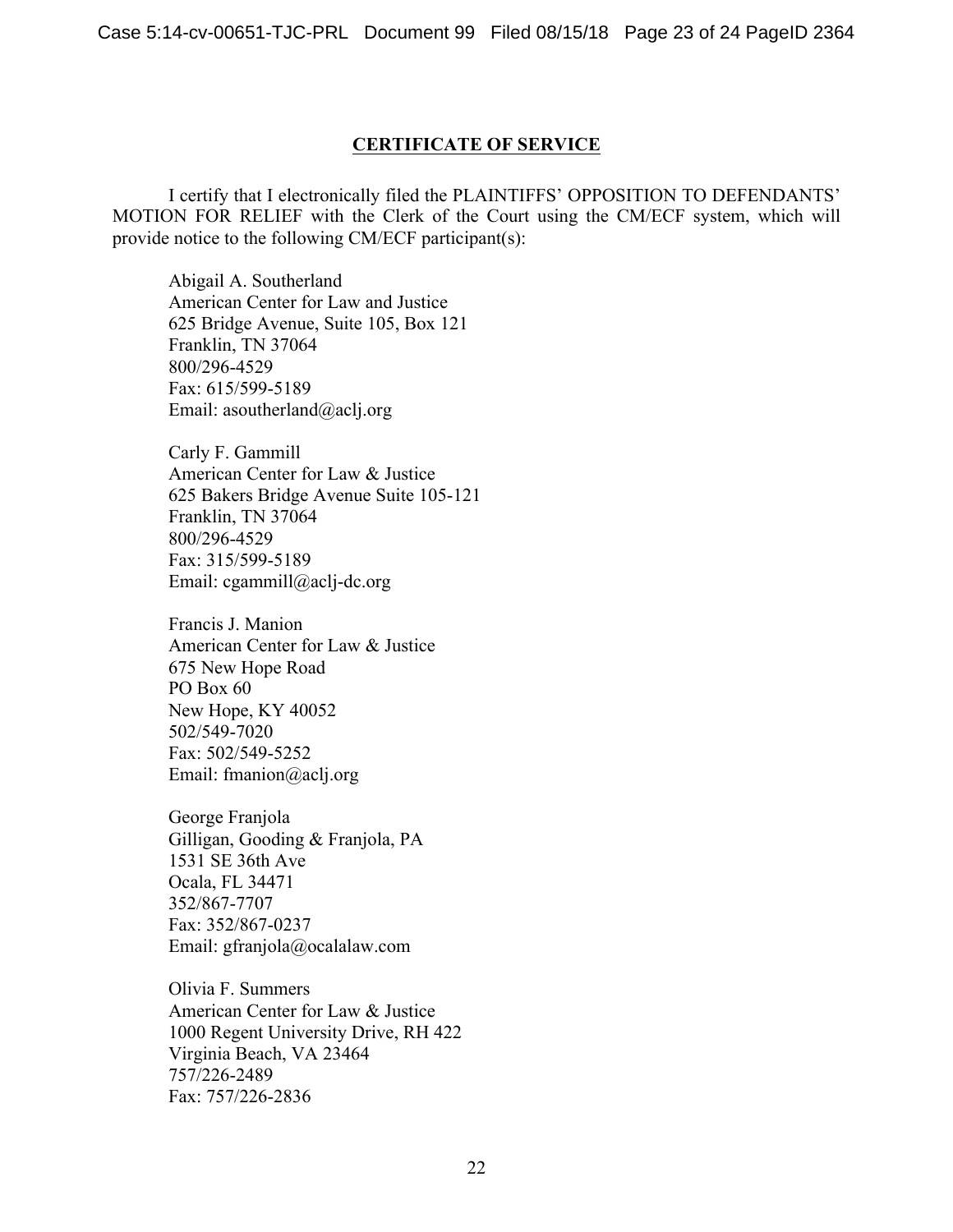## CERTIFICATE OF SERVICE

I certify that I electronically filed the PLAINTIFFS' OPPOSITION TO DEFENDANTS' MOTION FOR RELIEF with the Clerk of the Court using the CM/ECF system, which will provide notice to the following CM/ECF participant(s):

Abigail A. Southerland
American Center for Law and Justice
625 Bridge Avenue, Suite 105, Box 121
Franklin, TN 37064
800/296-4529
Fax: 615/599-5189
Email: asoutherland@aclj.org

Carly F. Gammill
American Center for Law & Justice
625 Bakers Bridge Avenue Suite 105-121
Franklin, TN 37064
800/296-4529
Fax: 315/599-5189
Email: cgammill@aclj-dc.org

Francis J. Manion
American Center for Law & Justice
675 New Hope Road
PO Box 60
New Hope, KY 40052
502/549-7020
Fax: 502/549-5252
Email: fmanion@aclj.org

George Franjola
Gilligan, Gooding & Franjola, PA
1531 SE 36th Ave
Ocala, FL 34471
352/867-7707
Fax: 352/867-0237
Email: gfranjola@ocalalaw.com

Olivia F. Summers
American Center for Law & Justice
1000 Regent University Drive, RH 422
Virginia Beach, VA 23464
757/226-2489
Fax: 757/226-2836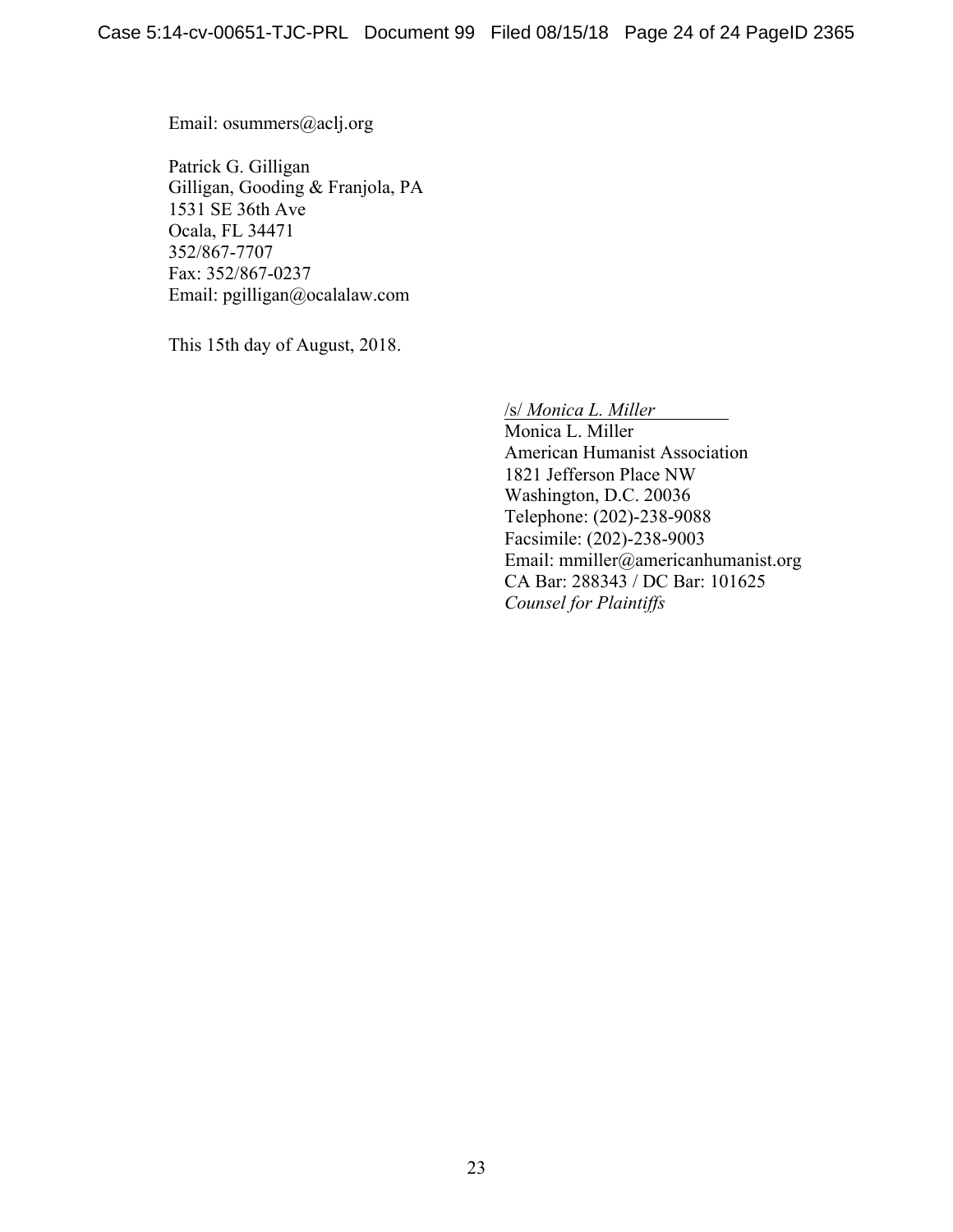Email: osummers@aclj.org

Patrick G. Gilligan
Gilligan, Gooding & Franjola, PA
1531 SE 36th Ave
Ocala, FL 34471
352/867-7707
Fax: 352/867-0237
Email: pgilligan@ocalalaw.com

This 15th day of August, 2018.

/s/ *Monica L. Miller*
Monica L. Miller
American Humanist Association
1821 Jefferson Place NW
Washington, D.C. 20036
Telephone: (202)-238-9088
Facsimile: (202)-238-9003
Email: mmiller@americanhumanist.org
CA Bar: 288343 / DC Bar: 101625
*Counsel for Plaintiffs*